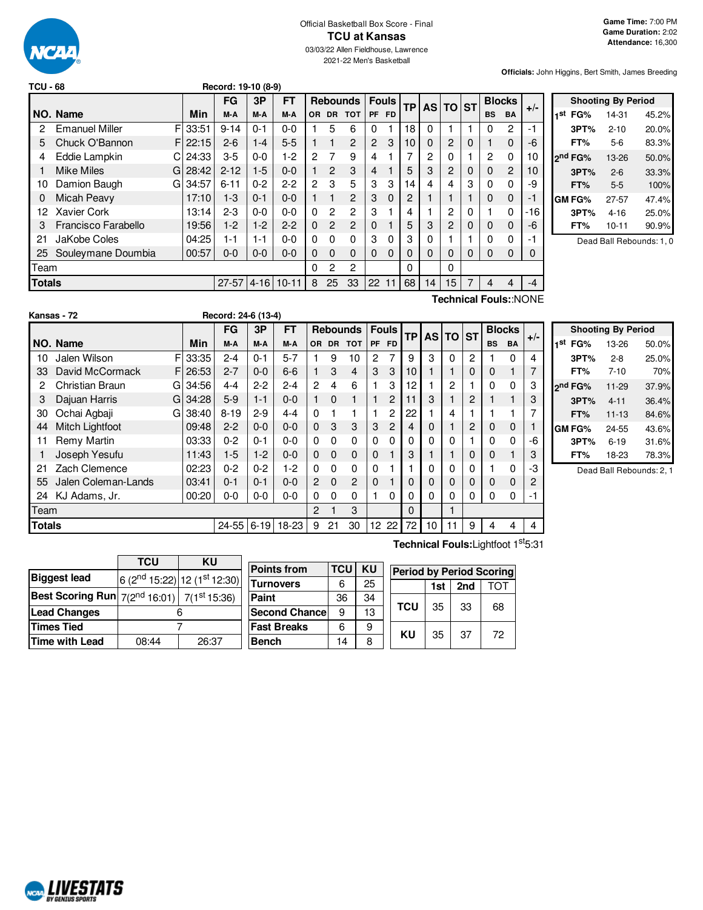Official Basketball Box Score - Final

# TCU at Kansas

03/03/22 Allen Fieldhouse, Lawrence

2021-22 Men's Basketball

**Game Time:** 7:00 PM
**Game Duration:** 2:02
**Attendance:** 16,300

**Officials:** John Higgins, Bert Smith, James Breeding

## TCU - 68 — Record: 19-10 (8-9)

| NO. | Name | | Min | FG M-A | 3P M-A | FT M-A | OR | DR | TOT | PF | FD | TP | AS | TO | ST | BS | BA | +/- |
|---|---|---|---|---|---|---|---|---|---|---|---|---|---|---|---|---|---|---|
| 2 | Emanuel Miller | F | 33:51 | 9-14 | 0-1 | 0-0 | 1 | 5 | 6 | 0 | 1 | 18 | 0 | 1 | 1 | 0 | 2 | -1 |
| 5 | Chuck O'Bannon | F | 22:15 | 2-6 | 1-4 | 5-5 | 1 | 1 | 2 | 2 | 3 | 10 | 0 | 2 | 0 | 1 | 0 | -6 |
| 4 | Eddie Lampkin | C | 24:33 | 3-5 | 0-0 | 1-2 | 2 | 7 | 9 | 4 | 1 | 7 | 2 | 0 | 1 | 2 | 0 | 10 |
| 1 | Mike Miles | G | 28:42 | 2-12 | 1-5 | 0-0 | 1 | 2 | 3 | 4 | 1 | 5 | 3 | 2 | 0 | 0 | 2 | 10 |
| 10 | Damion Baugh | G | 34:57 | 6-11 | 0-2 | 2-2 | 2 | 3 | 5 | 3 | 3 | 14 | 4 | 4 | 3 | 0 | 0 | -9 |
| 0 | Micah Peavy | | 17:10 | 1-3 | 0-1 | 0-0 | 1 | 1 | 2 | 3 | 0 | 2 | 1 | 1 | 1 | 0 | 0 | -1 |
| 12 | Xavier Cork | | 13:14 | 2-3 | 0-0 | 0-0 | 0 | 2 | 2 | 3 | 1 | 4 | 1 | 2 | 0 | 1 | 0 | -16 |
| 3 | Francisco Farabello | | 19:56 | 1-2 | 1-2 | 2-2 | 0 | 2 | 2 | 0 | 1 | 5 | 3 | 2 | 0 | 0 | 0 | -6 |
| 21 | JaKobe Coles | | 04:25 | 1-1 | 1-1 | 0-0 | 0 | 0 | 0 | 3 | 0 | 3 | 0 | 1 | 1 | 0 | 0 | -1 |
| 25 | Souleymane Doumbia | | 00:57 | 0-0 | 0-0 | 0-0 | 0 | 0 | 0 | 0 | 0 | 0 | 0 | 0 | 0 | 0 | 0 | 0 |
| | Team | | | | | | 0 | 2 | 2 | | | 0 | | 0 | | | | |
| | **Totals** | | | 27-57 | 4-16 | 10-11 | 8 | 25 | 33 | 22 | 11 | 68 | 14 | 15 | 7 | 4 | 4 | -4 |

**Technical Fouls:**:NONE

| Shooting By Period | | |
|---|---|---|
| 1st FG% | 14-31 | 45.2% |
| 3PT% | 2-10 | 20.0% |
| FT% | 5-6 | 83.3% |
| 2nd FG% | 13-26 | 50.0% |
| 3PT% | 2-6 | 33.3% |
| FT% | 5-5 | 100% |
| GM FG% | 27-57 | 47.4% |
| 3PT% | 4-16 | 25.0% |
| FT% | 10-11 | 90.9% |

Dead Ball Rebounds: 1, 0

## Kansas - 72 — Record: 24-6 (13-4)

| NO. | Name | | Min | FG M-A | 3P M-A | FT M-A | OR | DR | TOT | PF | FD | TP | AS | TO | ST | BS | BA | +/- |
|---|---|---|---|---|---|---|---|---|---|---|---|---|---|---|---|---|---|---|
| 10 | Jalen Wilson | F | 33:35 | 2-4 | 0-1 | 5-7 | 1 | 9 | 10 | 2 | 7 | 9 | 3 | 0 | 2 | 1 | 0 | 4 |
| 33 | David McCormack | F | 26:53 | 2-7 | 0-0 | 6-6 | 1 | 3 | 4 | 3 | 3 | 10 | 1 | 1 | 0 | 0 | 1 | 7 |
| 2 | Christian Braun | G | 34:56 | 4-4 | 2-2 | 2-4 | 2 | 4 | 6 | 1 | 3 | 12 | 1 | 2 | 1 | 0 | 0 | 3 |
| 3 | Dajuan Harris | G | 34:28 | 5-9 | 1-1 | 0-0 | 1 | 0 | 1 | 1 | 2 | 11 | 3 | 1 | 2 | 1 | 1 | 3 |
| 30 | Ochai Agbaji | G | 38:40 | 8-19 | 2-9 | 4-4 | 0 | 1 | 1 | 1 | 2 | 22 | 1 | 4 | 1 | 1 | 1 | 7 |
| 44 | Mitch Lightfoot | | 09:48 | 2-2 | 0-0 | 0-0 | 0 | 3 | 3 | 3 | 2 | 4 | 0 | 1 | 2 | 0 | 0 | 1 |
| 11 | Remy Martin | | 03:33 | 0-2 | 0-1 | 0-0 | 0 | 0 | 0 | 0 | 0 | 0 | 0 | 0 | 1 | 0 | 0 | -6 |
| 1 | Joseph Yesufu | | 11:43 | 1-5 | 1-2 | 0-0 | 0 | 0 | 0 | 0 | 1 | 3 | 1 | 1 | 0 | 0 | 1 | 3 |
| 21 | Zach Clemence | | 02:23 | 0-2 | 0-2 | 1-2 | 0 | 0 | 0 | 0 | 1 | 1 | 0 | 0 | 0 | 1 | 0 | -3 |
| 55 | Jalen Coleman-Lands | | 03:41 | 0-1 | 0-1 | 0-0 | 2 | 0 | 2 | 0 | 1 | 0 | 0 | 0 | 0 | 0 | 0 | 2 |
| 24 | KJ Adams, Jr. | | 00:20 | 0-0 | 0-0 | 0-0 | 0 | 0 | 0 | 1 | 0 | 0 | 0 | 0 | 0 | 0 | 0 | -1 |
| | Team | | | | | | 2 | 1 | 3 | | | 0 | | 1 | | | | |
| | **Totals** | | | 24-55 | 6-19 | 18-23 | 9 | 21 | 30 | 12 | 22 | 72 | 10 | 11 | 9 | 4 | 4 | 4 |

**Technical Fouls:**Lightfoot 1st 5:31

| Shooting By Period | | |
|---|---|---|
| 1st FG% | 13-26 | 50.0% |
| 3PT% | 2-8 | 25.0% |
| FT% | 7-10 | 70% |
| 2nd FG% | 11-29 | 37.9% |
| 3PT% | 4-11 | 36.4% |
| FT% | 11-13 | 84.6% |
| GM FG% | 24-55 | 43.6% |
| 3PT% | 6-19 | 31.6% |
| FT% | 18-23 | 78.3% |

Dead Ball Rebounds: 2, 1

| | TCU | KU |
|---|---|---|
| **Biggest lead** | 6 (2nd 15:22) | 12 (1st 12:30) |
| **Best Scoring Run** | 7(2nd 16:01) | 7(1st 15:36) |
| **Lead Changes** | 6 | |
| **Times Tied** | 7 | |
| **Time with Lead** | 08:44 | 26:37 |

| Points from | TCU | KU |
|---|---|---|
| Turnovers | 6 | 25 |
| Paint | 36 | 34 |
| Second Chance | 9 | 13 |
| Fast Breaks | 6 | 9 |
| Bench | 14 | 8 |

| Period by Period Scoring | 1st | 2nd | TOT |
|---|---|---|---|
| TCU | 35 | 33 | 68 |
| KU | 35 | 37 | 72 |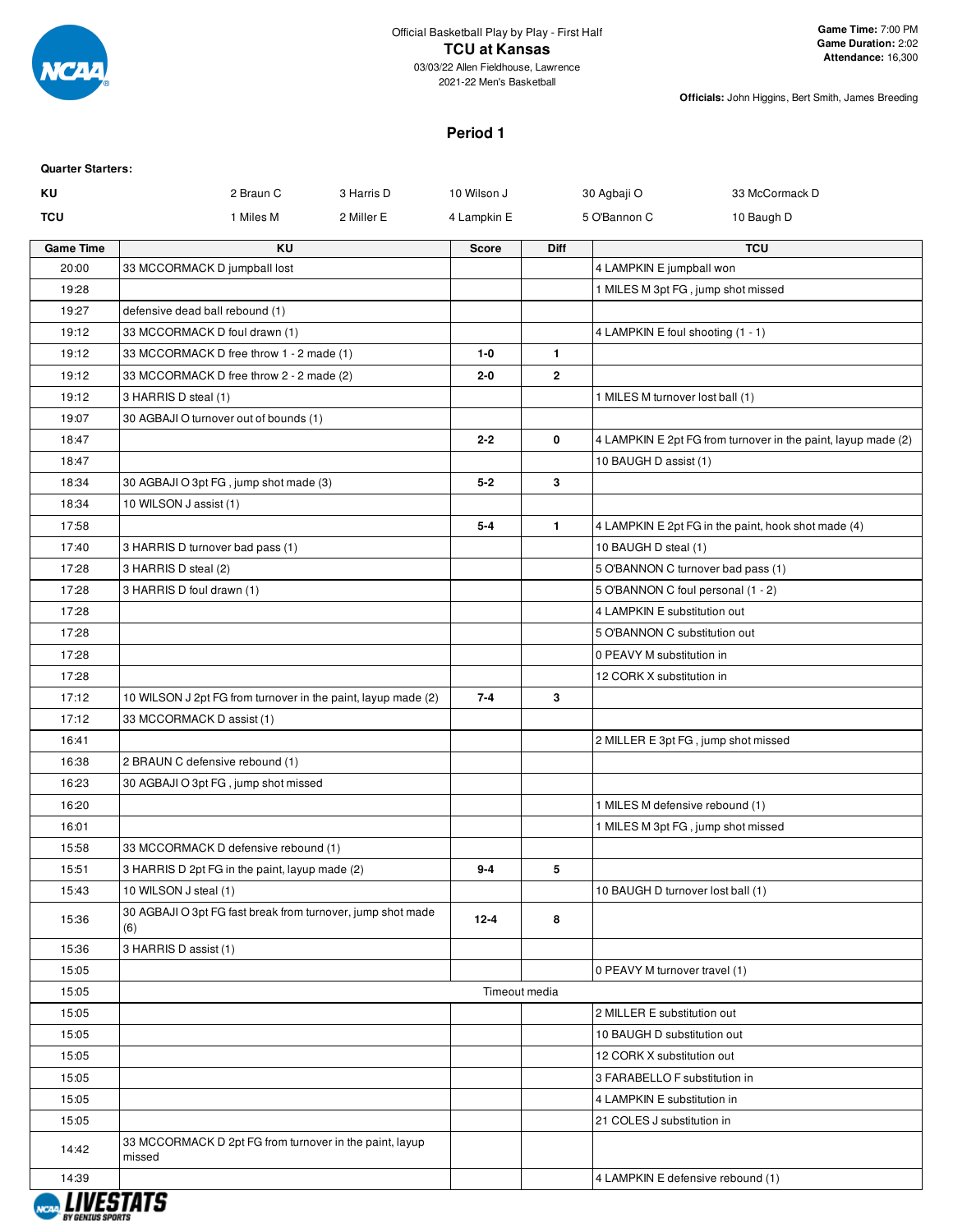Official Basketball Play by Play - First Half

# TCU at Kansas

03/03/22 Allen Fieldhouse, Lawrence
2021-22 Men's Basketball

**Game Time:** 7:00 PM
**Game Duration:** 2:02
**Attendance:** 16,300

**Officials:** John Higgins, Bert Smith, James Breeding

## Period 1

**Quarter Starters:**

| | | | | | |
|---|---|---|---|---|---|
| **KU** | 2 Braun C | 3 Harris D | 10 Wilson J | 30 Agbaji O | 33 McCormack D |
| **TCU** | 1 Miles M | 2 Miller E | 4 Lampkin E | 5 O'Bannon C | 10 Baugh D |

| Game Time | KU | Score | Diff | TCU |
|---|---|---|---|---|
| 20:00 | 33 MCCORMACK D jumpball lost | | | 4 LAMPKIN E jumpball won |
| 19:28 | | | | 1 MILES M 3pt FG , jump shot missed |
| 19:27 | defensive dead ball rebound (1) | | | |
| 19:12 | 33 MCCORMACK D foul drawn (1) | | | 4 LAMPKIN E foul shooting (1 - 1) |
| 19:12 | 33 MCCORMACK D free throw 1 - 2 made (1) | 1-0 | 1 | |
| 19:12 | 33 MCCORMACK D free throw 2 - 2 made (2) | 2-0 | 2 | |
| 19:12 | 3 HARRIS D steal (1) | | | 1 MILES M turnover lost ball (1) |
| 19:07 | 30 AGBAJI O turnover out of bounds (1) | | | |
| 18:47 | | 2-2 | 0 | 4 LAMPKIN E 2pt FG from turnover in the paint, layup made (2) |
| 18:47 | | | | 10 BAUGH D assist (1) |
| 18:34 | 30 AGBAJI O 3pt FG , jump shot made (3) | 5-2 | 3 | |
| 18:34 | 10 WILSON J assist (1) | | | |
| 17:58 | | 5-4 | 1 | 4 LAMPKIN E 2pt FG in the paint, hook shot made (4) |
| 17:40 | 3 HARRIS D turnover bad pass (1) | | | 10 BAUGH D steal (1) |
| 17:28 | 3 HARRIS D steal (2) | | | 5 O'BANNON C turnover bad pass (1) |
| 17:28 | 3 HARRIS D foul drawn (1) | | | 5 O'BANNON C foul personal (1 - 2) |
| 17:28 | | | | 4 LAMPKIN E substitution out |
| 17:28 | | | | 5 O'BANNON C substitution out |
| 17:28 | | | | 0 PEAVY M substitution in |
| 17:28 | | | | 12 CORK X substitution in |
| 17:12 | 10 WILSON J 2pt FG from turnover in the paint, layup made (2) | 7-4 | 3 | |
| 17:12 | 33 MCCORMACK D assist (1) | | | |
| 16:41 | | | | 2 MILLER E 3pt FG , jump shot missed |
| 16:38 | 2 BRAUN C defensive rebound (1) | | | |
| 16:23 | 30 AGBAJI O 3pt FG , jump shot missed | | | |
| 16:20 | | | | 1 MILES M defensive rebound (1) |
| 16:01 | | | | 1 MILES M 3pt FG , jump shot missed |
| 15:58 | 33 MCCORMACK D defensive rebound (1) | | | |
| 15:51 | 3 HARRIS D 2pt FG in the paint, layup made (2) | 9-4 | 5 | |
| 15:43 | 10 WILSON J steal (1) | | | 10 BAUGH D turnover lost ball (1) |
| 15:36 | 30 AGBAJI O 3pt FG fast break from turnover, jump shot made (6) | 12-4 | 8 | |
| 15:36 | 3 HARRIS D assist (1) | | | |
| 15:05 | | | | 0 PEAVY M turnover travel (1) |
| 15:05 | Timeout media | | | |
| 15:05 | | | | 2 MILLER E substitution out |
| 15:05 | | | | 10 BAUGH D substitution out |
| 15:05 | | | | 12 CORK X substitution out |
| 15:05 | | | | 3 FARABELLO F substitution in |
| 15:05 | | | | 4 LAMPKIN E substitution in |
| 15:05 | | | | 21 COLES J substitution in |
| 14:42 | 33 MCCORMACK D 2pt FG from turnover in the paint, layup missed | | | |
| 14:39 | | | | 4 LAMPKIN E defensive rebound (1) |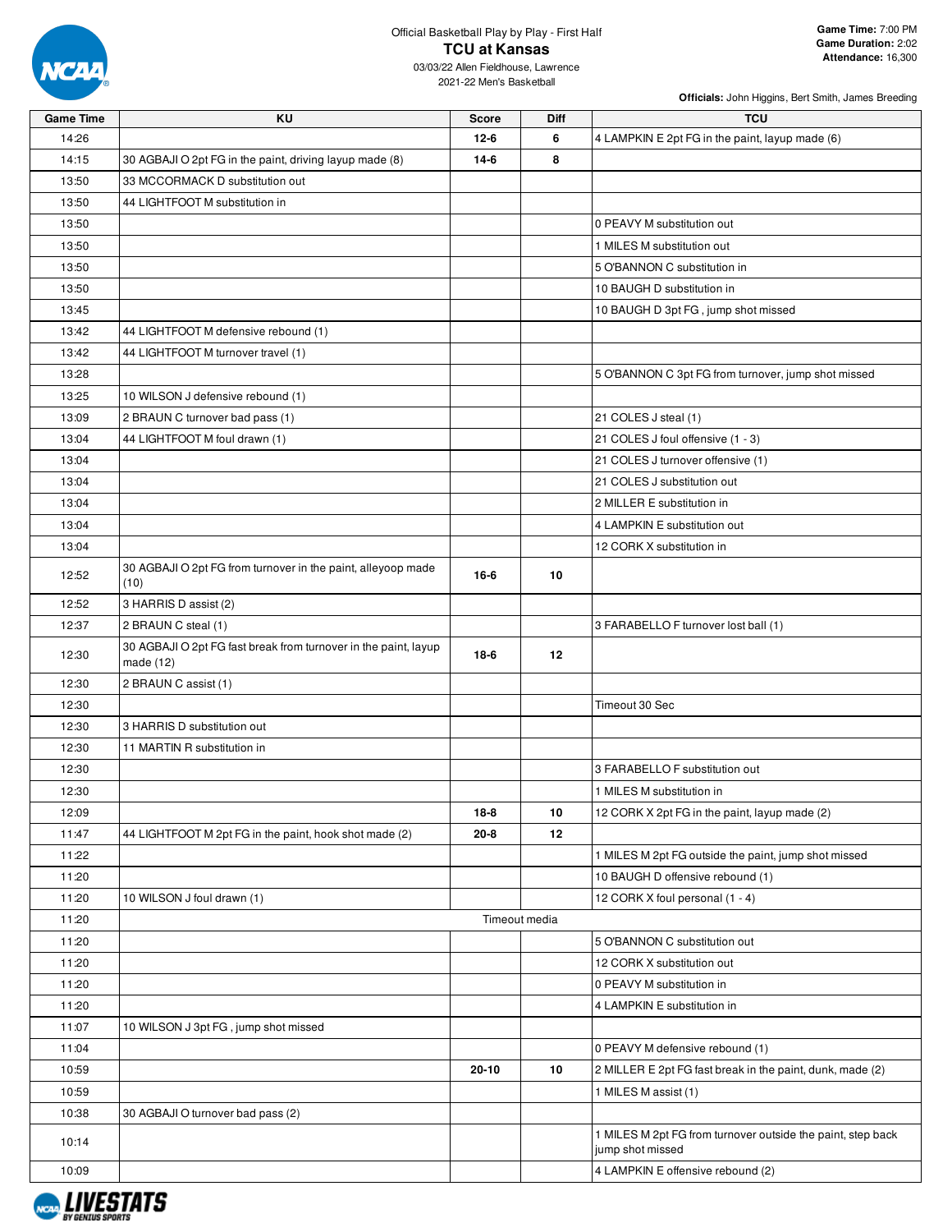Official Basketball Play by Play - First Half

# TCU at Kansas

03/03/22 Allen Fieldhouse, Lawrence
2021-22 Men's Basketball

**Game Time:** 7:00 PM
**Game Duration:** 2:02
**Attendance:** 16,300

**Officials:** John Higgins, Bert Smith, James Breeding

| Game Time | KU | Score | Diff | TCU |
|---|---|---|---|---|
| 14:26 | | 12-6 | 6 | 4 LAMPKIN E 2pt FG in the paint, layup made (6) |
| 14:15 | 30 AGBAJI O 2pt FG in the paint, driving layup made (8) | 14-6 | 8 | |
| 13:50 | 33 MCCORMACK D substitution out | | | |
| 13:50 | 44 LIGHTFOOT M substitution in | | | |
| 13:50 | | | | 0 PEAVY M substitution out |
| 13:50 | | | | 1 MILES M substitution out |
| 13:50 | | | | 5 O'BANNON C substitution in |
| 13:50 | | | | 10 BAUGH D substitution in |
| 13:45 | | | | 10 BAUGH D 3pt FG , jump shot missed |
| 13:42 | 44 LIGHTFOOT M defensive rebound (1) | | | |
| 13:42 | 44 LIGHTFOOT M turnover travel (1) | | | |
| 13:28 | | | | 5 O'BANNON C 3pt FG from turnover, jump shot missed |
| 13:25 | 10 WILSON J defensive rebound (1) | | | |
| 13:09 | 2 BRAUN C turnover bad pass (1) | | | 21 COLES J steal (1) |
| 13:04 | 44 LIGHTFOOT M foul drawn (1) | | | 21 COLES J foul offensive (1 - 3) |
| 13:04 | | | | 21 COLES J turnover offensive (1) |
| 13:04 | | | | 21 COLES J substitution out |
| 13:04 | | | | 2 MILLER E substitution in |
| 13:04 | | | | 4 LAMPKIN E substitution out |
| 13:04 | | | | 12 CORK X substitution in |
| 12:52 | 30 AGBAJI O 2pt FG from turnover in the paint, alleyoop made (10) | 16-6 | 10 | |
| 12:52 | 3 HARRIS D assist (2) | | | |
| 12:37 | 2 BRAUN C steal (1) | | | 3 FARABELLO F turnover lost ball (1) |
| 12:30 | 30 AGBAJI O 2pt FG fast break from turnover in the paint, layup made (12) | 18-6 | 12 | |
| 12:30 | 2 BRAUN C assist (1) | | | |
| 12:30 | | | | Timeout 30 Sec |
| 12:30 | 3 HARRIS D substitution out | | | |
| 12:30 | 11 MARTIN R substitution in | | | |
| 12:30 | | | | 3 FARABELLO F substitution out |
| 12:30 | | | | 1 MILES M substitution in |
| 12:09 | | 18-8 | 10 | 12 CORK X 2pt FG in the paint, layup made (2) |
| 11:47 | 44 LIGHTFOOT M 2pt FG in the paint, hook shot made (2) | 20-8 | 12 | |
| 11:22 | | | | 1 MILES M 2pt FG outside the paint, jump shot missed |
| 11:20 | | | | 10 BAUGH D offensive rebound (1) |
| 11:20 | 10 WILSON J foul drawn (1) | | | 12 CORK X foul personal (1 - 4) |
| 11:20 | Timeout media | | | |
| 11:20 | | | | 5 O'BANNON C substitution out |
| 11:20 | | | | 12 CORK X substitution out |
| 11:20 | | | | 0 PEAVY M substitution in |
| 11:20 | | | | 4 LAMPKIN E substitution in |
| 11:07 | 10 WILSON J 3pt FG , jump shot missed | | | |
| 11:04 | | | | 0 PEAVY M defensive rebound (1) |
| 10:59 | | 20-10 | 10 | 2 MILLER E 2pt FG fast break in the paint, dunk, made (2) |
| 10:59 | | | | 1 MILES M assist (1) |
| 10:38 | 30 AGBAJI O turnover bad pass (2) | | | |
| 10:14 | | | | 1 MILES M 2pt FG from turnover outside the paint, step back jump shot missed |
| 10:09 | | | | 4 LAMPKIN E offensive rebound (2) |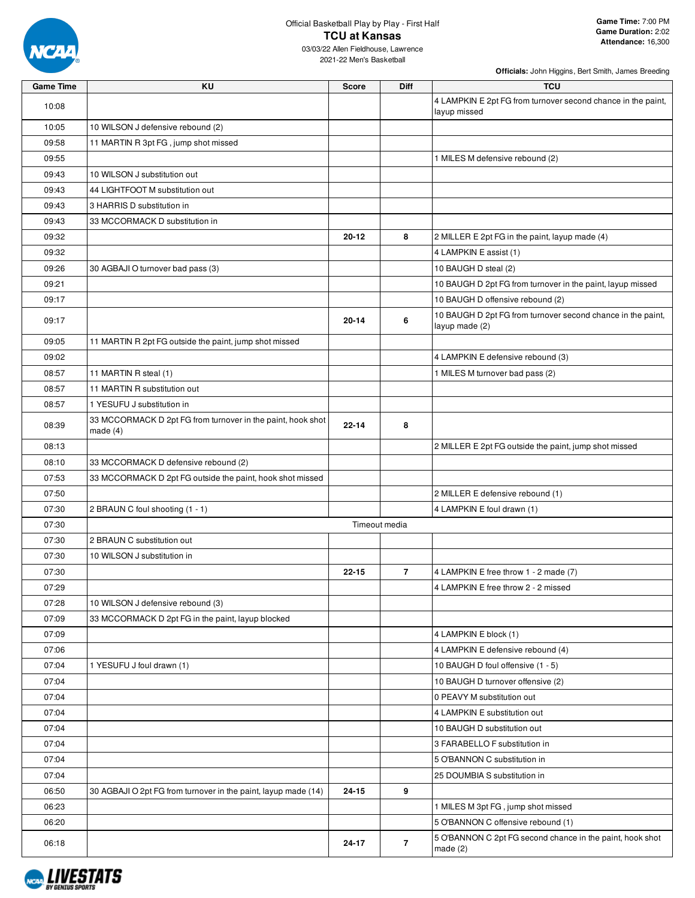Official Basketball Play by Play - First Half

# TCU at Kansas

03/03/22 Allen Fieldhouse, Lawrence

2021-22 Men's Basketball

**Game Time:** 7:00 PM
**Game Duration:** 2:02
**Attendance:** 16,300

**Officials:** John Higgins, Bert Smith, James Breeding

| Game Time | KU | Score | Diff | TCU |
|---|---|---|---|---|
| 10:08 | | | | 4 LAMPKIN E 2pt FG from turnover second chance in the paint, layup missed |
| 10:05 | 10 WILSON J defensive rebound (2) | | | |
| 09:58 | 11 MARTIN R 3pt FG , jump shot missed | | | |
| 09:55 | | | | 1 MILES M defensive rebound (2) |
| 09:43 | 10 WILSON J substitution out | | | |
| 09:43 | 44 LIGHTFOOT M substitution out | | | |
| 09:43 | 3 HARRIS D substitution in | | | |
| 09:43 | 33 MCCORMACK D substitution in | | | |
| 09:32 | | 20-12 | 8 | 2 MILLER E 2pt FG in the paint, layup made (4) |
| 09:32 | | | | 4 LAMPKIN E assist (1) |
| 09:26 | 30 AGBAJI O turnover bad pass (3) | | | 10 BAUGH D steal (2) |
| 09:21 | | | | 10 BAUGH D 2pt FG from turnover in the paint, layup missed |
| 09:17 | | | | 10 BAUGH D offensive rebound (2) |
| 09:17 | | 20-14 | 6 | 10 BAUGH D 2pt FG from turnover second chance in the paint, layup made (2) |
| 09:05 | 11 MARTIN R 2pt FG outside the paint, jump shot missed | | | |
| 09:02 | | | | 4 LAMPKIN E defensive rebound (3) |
| 08:57 | 11 MARTIN R steal (1) | | | 1 MILES M turnover bad pass (2) |
| 08:57 | 11 MARTIN R substitution out | | | |
| 08:57 | 1 YESUFU J substitution in | | | |
| 08:39 | 33 MCCORMACK D 2pt FG from turnover in the paint, hook shot made (4) | 22-14 | 8 | |
| 08:13 | | | | 2 MILLER E 2pt FG outside the paint, jump shot missed |
| 08:10 | 33 MCCORMACK D defensive rebound (2) | | | |
| 07:53 | 33 MCCORMACK D 2pt FG outside the paint, hook shot missed | | | |
| 07:50 | | | | 2 MILLER E defensive rebound (1) |
| 07:30 | 2 BRAUN C foul shooting (1 - 1) | | | 4 LAMPKIN E foul drawn (1) |
| 07:30 | | Timeout media | | |
| 07:30 | 2 BRAUN C substitution out | | | |
| 07:30 | 10 WILSON J substitution in | | | |
| 07:30 | | 22-15 | 7 | 4 LAMPKIN E free throw 1 - 2 made (7) |
| 07:29 | | | | 4 LAMPKIN E free throw 2 - 2 missed |
| 07:28 | 10 WILSON J defensive rebound (3) | | | |
| 07:09 | 33 MCCORMACK D 2pt FG in the paint, layup blocked | | | |
| 07:09 | | | | 4 LAMPKIN E block (1) |
| 07:06 | | | | 4 LAMPKIN E defensive rebound (4) |
| 07:04 | 1 YESUFU J foul drawn (1) | | | 10 BAUGH D foul offensive (1 - 5) |
| 07:04 | | | | 10 BAUGH D turnover offensive (2) |
| 07:04 | | | | 0 PEAVY M substitution out |
| 07:04 | | | | 4 LAMPKIN E substitution out |
| 07:04 | | | | 10 BAUGH D substitution out |
| 07:04 | | | | 3 FARABELLO F substitution in |
| 07:04 | | | | 5 O'BANNON C substitution in |
| 07:04 | | | | 25 DOUMBIA S substitution in |
| 06:50 | 30 AGBAJI O 2pt FG from turnover in the paint, layup made (14) | 24-15 | 9 | |
| 06:23 | | | | 1 MILES M 3pt FG , jump shot missed |
| 06:20 | | | | 5 O'BANNON C offensive rebound (1) |
| 06:18 | | 24-17 | 7 | 5 O'BANNON C 2pt FG second chance in the paint, hook shot made (2) |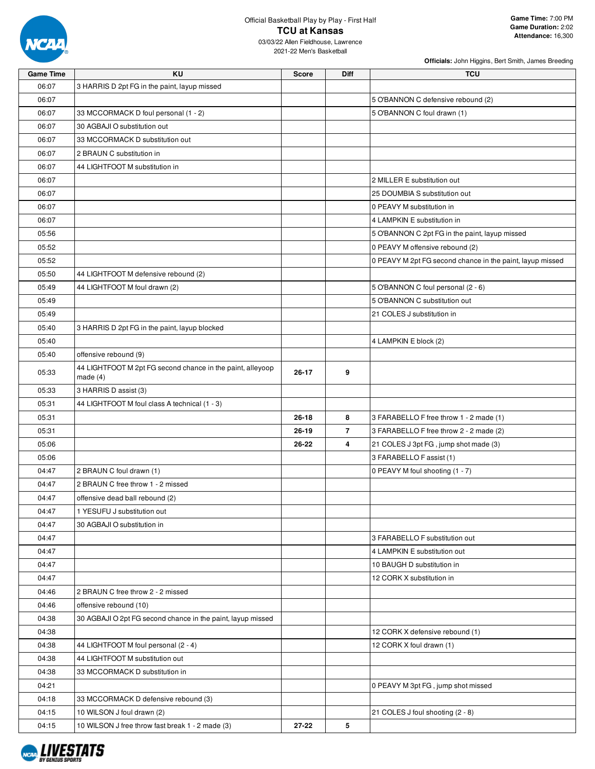Official Basketball Play by Play - First Half

# TCU at Kansas

03/03/22 Allen Fieldhouse, Lawrence

2021-22 Men's Basketball

**Game Time:** 7:00 PM
**Game Duration:** 2:02
**Attendance:** 16,300

**Officials:** John Higgins, Bert Smith, James Breeding

| Game Time | KU | Score | Diff | TCU |
|---|---|---|---|---|
| 06:07 | 3 HARRIS D 2pt FG in the paint, layup missed | | | |
| 06:07 | | | | 5 O'BANNON C defensive rebound (2) |
| 06:07 | 33 MCCORMACK D foul personal (1 - 2) | | | 5 O'BANNON C foul drawn (1) |
| 06:07 | 30 AGBAJI O substitution out | | | |
| 06:07 | 33 MCCORMACK D substitution out | | | |
| 06:07 | 2 BRAUN C substitution in | | | |
| 06:07 | 44 LIGHTFOOT M substitution in | | | |
| 06:07 | | | | 2 MILLER E substitution out |
| 06:07 | | | | 25 DOUMBIA S substitution out |
| 06:07 | | | | 0 PEAVY M substitution in |
| 06:07 | | | | 4 LAMPKIN E substitution in |
| 05:56 | | | | 5 O'BANNON C 2pt FG in the paint, layup missed |
| 05:52 | | | | 0 PEAVY M offensive rebound (2) |
| 05:52 | | | | 0 PEAVY M 2pt FG second chance in the paint, layup missed |
| 05:50 | 44 LIGHTFOOT M defensive rebound (2) | | | |
| 05:49 | 44 LIGHTFOOT M foul drawn (2) | | | 5 O'BANNON C foul personal (2 - 6) |
| 05:49 | | | | 5 O'BANNON C substitution out |
| 05:49 | | | | 21 COLES J substitution in |
| 05:40 | 3 HARRIS D 2pt FG in the paint, layup blocked | | | |
| 05:40 | | | | 4 LAMPKIN E block (2) |
| 05:40 | offensive rebound (9) | | | |
| 05:33 | 44 LIGHTFOOT M 2pt FG second chance in the paint, alleyoop made (4) | 26-17 | 9 | |
| 05:33 | 3 HARRIS D assist (3) | | | |
| 05:31 | 44 LIGHTFOOT M foul class A technical (1 - 3) | | | |
| 05:31 | | 26-18 | 8 | 3 FARABELLO F free throw 1 - 2 made (1) |
| 05:31 | | 26-19 | 7 | 3 FARABELLO F free throw 2 - 2 made (2) |
| 05:06 | | 26-22 | 4 | 21 COLES J 3pt FG , jump shot made (3) |
| 05:06 | | | | 3 FARABELLO F assist (1) |
| 04:47 | 2 BRAUN C foul drawn (1) | | | 0 PEAVY M foul shooting (1 - 7) |
| 04:47 | 2 BRAUN C free throw 1 - 2 missed | | | |
| 04:47 | offensive dead ball rebound (2) | | | |
| 04:47 | 1 YESUFU J substitution out | | | |
| 04:47 | 30 AGBAJI O substitution in | | | |
| 04:47 | | | | 3 FARABELLO F substitution out |
| 04:47 | | | | 4 LAMPKIN E substitution out |
| 04:47 | | | | 10 BAUGH D substitution in |
| 04:47 | | | | 12 CORK X substitution in |
| 04:46 | 2 BRAUN C free throw 2 - 2 missed | | | |
| 04:46 | offensive rebound (10) | | | |
| 04:38 | 30 AGBAJI O 2pt FG second chance in the paint, layup missed | | | |
| 04:38 | | | | 12 CORK X defensive rebound (1) |
| 04:38 | 44 LIGHTFOOT M foul personal (2 - 4) | | | 12 CORK X foul drawn (1) |
| 04:38 | 44 LIGHTFOOT M substitution out | | | |
| 04:38 | 33 MCCORMACK D substitution in | | | |
| 04:21 | | | | 0 PEAVY M 3pt FG , jump shot missed |
| 04:18 | 33 MCCORMACK D defensive rebound (3) | | | |
| 04:15 | 10 WILSON J foul drawn (2) | | | 21 COLES J foul shooting (2 - 8) |
| 04:15 | 10 WILSON J free throw fast break 1 - 2 made (3) | 27-22 | 5 | |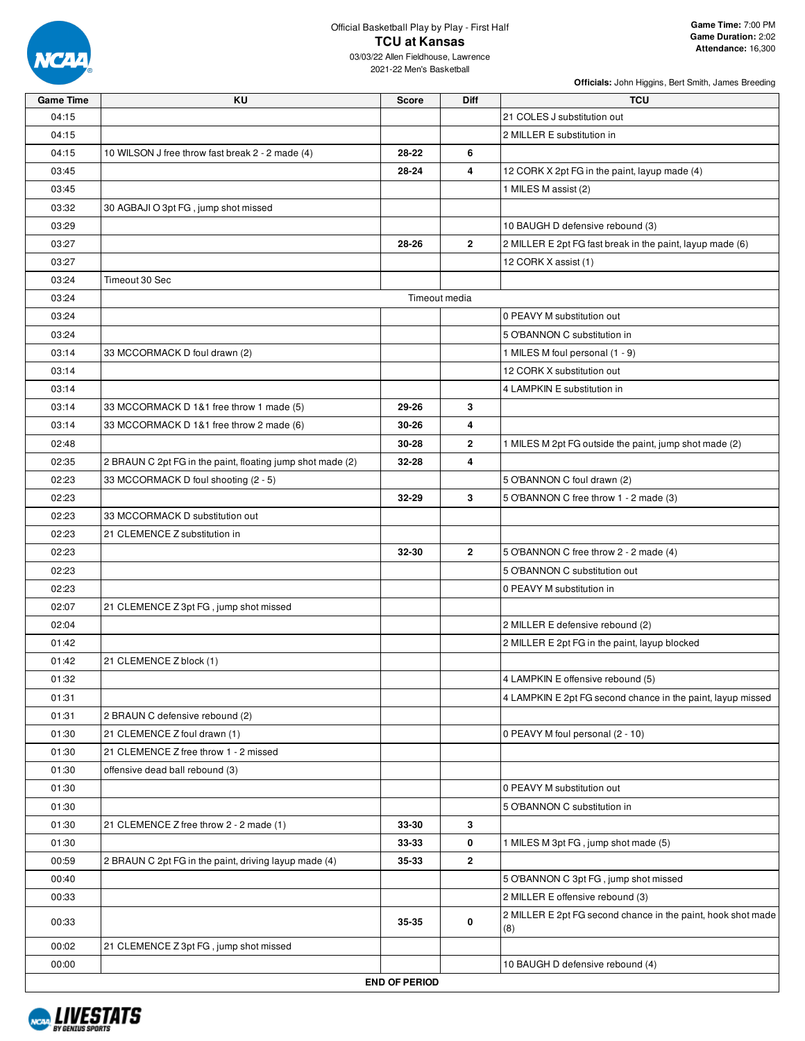Official Basketball Play by Play - First Half

# TCU at Kansas

03/03/22 Allen Fieldhouse, Lawrence
2021-22 Men's Basketball

**Game Time:** 7:00 PM
**Game Duration:** 2:02
**Attendance:** 16,300

**Officials:** John Higgins, Bert Smith, James Breeding

| Game Time | KU | Score | Diff | TCU |
|---|---|---|---|---|
| 04:15 | | | | 21 COLES J substitution out |
| 04:15 | | | | 2 MILLER E substitution in |
| 04:15 | 10 WILSON J free throw fast break 2 - 2 made (4) | 28-22 | 6 | |
| 03:45 | | 28-24 | 4 | 12 CORK X 2pt FG in the paint, layup made (4) |
| 03:45 | | | | 1 MILES M assist (2) |
| 03:32 | 30 AGBAJI O 3pt FG , jump shot missed | | | |
| 03:29 | | | | 10 BAUGH D defensive rebound (3) |
| 03:27 | | 28-26 | 2 | 2 MILLER E 2pt FG fast break in the paint, layup made (6) |
| 03:27 | | | | 12 CORK X assist (1) |
| 03:24 | Timeout 30 Sec | | | |
| 03:24 | Timeout media | | | |
| 03:24 | | | | 0 PEAVY M substitution out |
| 03:24 | | | | 5 O'BANNON C substitution in |
| 03:14 | 33 MCCORMACK D foul drawn (2) | | | 1 MILES M foul personal (1 - 9) |
| 03:14 | | | | 12 CORK X substitution out |
| 03:14 | | | | 4 LAMPKIN E substitution in |
| 03:14 | 33 MCCORMACK D 1&1 free throw 1 made (5) | 29-26 | 3 | |
| 03:14 | 33 MCCORMACK D 1&1 free throw 2 made (6) | 30-26 | 4 | |
| 02:48 | | 30-28 | 2 | 1 MILES M 2pt FG outside the paint, jump shot made (2) |
| 02:35 | 2 BRAUN C 2pt FG in the paint, floating jump shot made (2) | 32-28 | 4 | |
| 02:23 | 33 MCCORMACK D foul shooting (2 - 5) | | | 5 O'BANNON C foul drawn (2) |
| 02:23 | | 32-29 | 3 | 5 O'BANNON C free throw 1 - 2 made (3) |
| 02:23 | 33 MCCORMACK D substitution out | | | |
| 02:23 | 21 CLEMENCE Z substitution in | | | |
| 02:23 | | 32-30 | 2 | 5 O'BANNON C free throw 2 - 2 made (4) |
| 02:23 | | | | 5 O'BANNON C substitution out |
| 02:23 | | | | 0 PEAVY M substitution in |
| 02:07 | 21 CLEMENCE Z 3pt FG , jump shot missed | | | |
| 02:04 | | | | 2 MILLER E defensive rebound (2) |
| 01:42 | | | | 2 MILLER E 2pt FG in the paint, layup blocked |
| 01:42 | 21 CLEMENCE Z block (1) | | | |
| 01:32 | | | | 4 LAMPKIN E offensive rebound (5) |
| 01:31 | | | | 4 LAMPKIN E 2pt FG second chance in the paint, layup missed |
| 01:31 | 2 BRAUN C defensive rebound (2) | | | |
| 01:30 | 21 CLEMENCE Z foul drawn (1) | | | 0 PEAVY M foul personal (2 - 10) |
| 01:30 | 21 CLEMENCE Z free throw 1 - 2 missed | | | |
| 01:30 | offensive dead ball rebound (3) | | | |
| 01:30 | | | | 0 PEAVY M substitution out |
| 01:30 | | | | 5 O'BANNON C substitution in |
| 01:30 | 21 CLEMENCE Z free throw 2 - 2 made (1) | 33-30 | 3 | |
| 01:30 | | 33-33 | 0 | 1 MILES M 3pt FG , jump shot made (5) |
| 00:59 | 2 BRAUN C 2pt FG in the paint, driving layup made (4) | 35-33 | 2 | |
| 00:40 | | | | 5 O'BANNON C 3pt FG , jump shot missed |
| 00:33 | | | | 2 MILLER E offensive rebound (3) |
| 00:33 | | 35-35 | 0 | 2 MILLER E 2pt FG second chance in the paint, hook shot made (8) |
| 00:02 | 21 CLEMENCE Z 3pt FG , jump shot missed | | | |
| 00:00 | | | | 10 BAUGH D defensive rebound (4) |
| END OF PERIOD | | | | |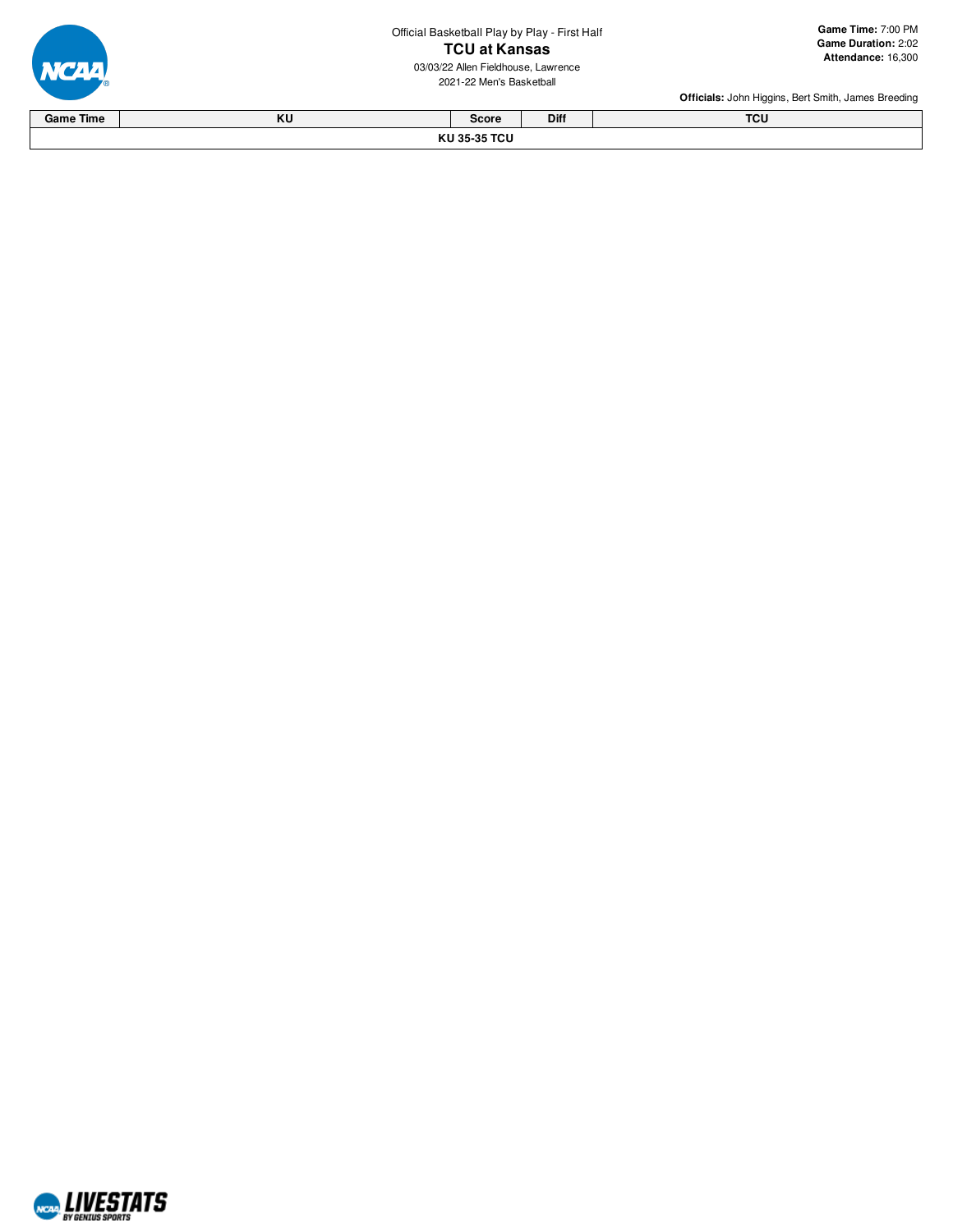Official Basketball Play by Play - First Half

# TCU at Kansas

03/03/22 Allen Fieldhouse, Lawrence

2021-22 Men's Basketball

**Game Time:** 7:00 PM
**Game Duration:** 2:02
**Attendance:** 16,300

**Officials:** John Higgins, Bert Smith, James Breeding

| Game Time | KU | Score | Diff | TCU |
| --- | --- | --- | --- | --- |
| | | **KU 35-35 TCU** | | |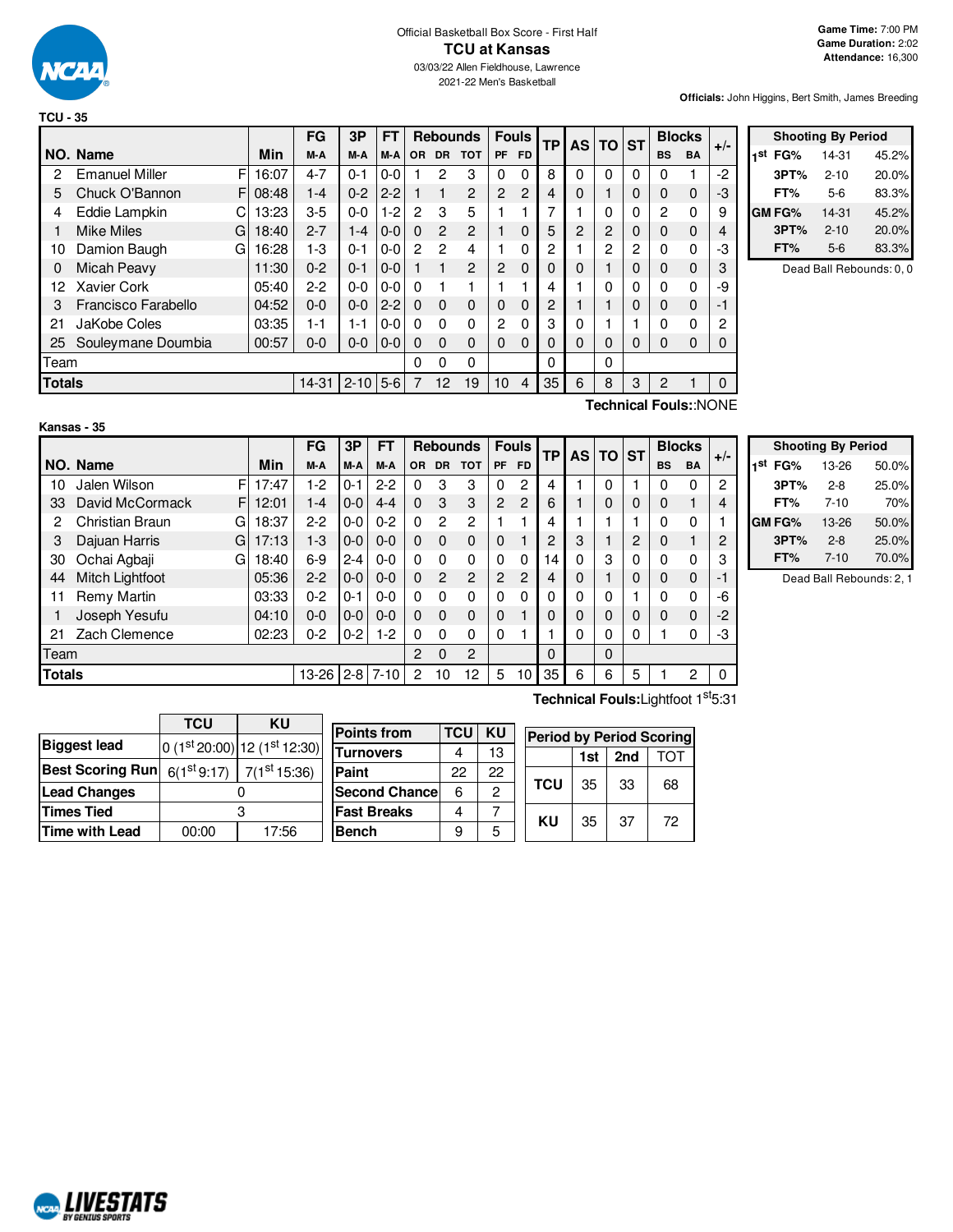Official Basketball Box Score - First Half

# TCU at Kansas

03/03/22 Allen Fieldhouse, Lawrence

2021-22 Men's Basketball

**Game Time:** 7:00 PM
**Game Duration:** 2:02
**Attendance:** 16,300

**Officials:** John Higgins, Bert Smith, James Breeding

## TCU - 35

| NO. | Name | | Min | FG M-A | 3P M-A | FT M-A | OR | DR | TOT | PF | FD | TP | AS | TO | ST | BS | BA | +/- |
|---|---|---|---|---|---|---|---|---|---|---|---|---|---|---|---|---|---|---|
| 2 | Emanuel Miller | F | 16:07 | 4-7 | 0-1 | 0-0 | 1 | 2 | 3 | 0 | 0 | 8 | 0 | 0 | 0 | 0 | 1 | -2 |
| 5 | Chuck O'Bannon | F | 08:48 | 1-4 | 0-2 | 2-2 | 1 | 1 | 2 | 2 | 2 | 4 | 0 | 1 | 0 | 0 | 0 | -3 |
| 4 | Eddie Lampkin | C | 13:23 | 3-5 | 0-0 | 1-2 | 2 | 3 | 5 | 1 | 1 | 7 | 1 | 0 | 0 | 2 | 0 | 9 |
| 1 | Mike Miles | G | 18:40 | 2-7 | 1-4 | 0-0 | 0 | 2 | 2 | 1 | 0 | 5 | 2 | 2 | 0 | 0 | 0 | 4 |
| 10 | Damion Baugh | G | 16:28 | 1-3 | 0-1 | 0-0 | 2 | 2 | 4 | 1 | 0 | 2 | 1 | 2 | 2 | 0 | 0 | -3 |
| 0 | Micah Peavy | | 11:30 | 0-2 | 0-1 | 0-0 | 1 | 1 | 2 | 2 | 0 | 0 | 0 | 1 | 0 | 0 | 0 | 3 |
| 12 | Xavier Cork | | 05:40 | 2-2 | 0-0 | 0-0 | 0 | 1 | 1 | 1 | 1 | 4 | 1 | 0 | 0 | 0 | 0 | -9 |
| 3 | Francisco Farabello | | 04:52 | 0-0 | 0-0 | 2-2 | 0 | 0 | 0 | 0 | 0 | 2 | 1 | 1 | 0 | 0 | 0 | -1 |
| 21 | JaKobe Coles | | 03:35 | 1-1 | 1-1 | 0-0 | 0 | 0 | 0 | 2 | 0 | 3 | 0 | 1 | 1 | 0 | 0 | 2 |
| 25 | Souleymane Doumbia | | 00:57 | 0-0 | 0-0 | 0-0 | 0 | 0 | 0 | 0 | 0 | 0 | 0 | 0 | 0 | 0 | 0 | 0 |
| Team | | | | | | | 0 | 0 | 0 | | | 0 | | 0 | | | | |
| **Totals** | | | | 14-31 | 2-10 | 5-6 | 7 | 12 | 19 | 10 | 4 | 35 | 6 | 8 | 3 | 2 | 1 | 0 |

**Technical Fouls:**:NONE

| Shooting By Period | | |
|---|---|---|
| 1st FG% | 14-31 | 45.2% |
| 3PT% | 2-10 | 20.0% |
| FT% | 5-6 | 83.3% |
| GM FG% | 14-31 | 45.2% |
| 3PT% | 2-10 | 20.0% |
| FT% | 5-6 | 83.3% |

Dead Ball Rebounds: 0, 0

## Kansas - 35

| NO. | Name | | Min | FG M-A | 3P M-A | FT M-A | OR | DR | TOT | PF | FD | TP | AS | TO | ST | BS | BA | +/- |
|---|---|---|---|---|---|---|---|---|---|---|---|---|---|---|---|---|---|---|
| 10 | Jalen Wilson | F | 17:47 | 1-2 | 0-1 | 2-2 | 0 | 3 | 3 | 0 | 2 | 4 | 1 | 0 | 1 | 0 | 0 | 2 |
| 33 | David McCormack | F | 12:01 | 1-4 | 0-0 | 4-4 | 0 | 3 | 3 | 2 | 2 | 6 | 1 | 0 | 0 | 0 | 1 | 4 |
| 2 | Christian Braun | G | 18:37 | 2-2 | 0-0 | 0-2 | 0 | 2 | 2 | 1 | 1 | 4 | 1 | 1 | 1 | 0 | 0 | 1 |
| 3 | Dajuan Harris | G | 17:13 | 1-3 | 0-0 | 0-0 | 0 | 0 | 0 | 0 | 1 | 2 | 3 | 1 | 2 | 0 | 1 | 2 |
| 30 | Ochai Agbaji | G | 18:40 | 6-9 | 2-4 | 0-0 | 0 | 0 | 0 | 0 | 0 | 14 | 0 | 3 | 0 | 0 | 0 | 3 |
| 44 | Mitch Lightfoot | | 05:36 | 2-2 | 0-0 | 0-0 | 0 | 2 | 2 | 2 | 2 | 4 | 0 | 1 | 0 | 0 | 0 | -1 |
| 11 | Remy Martin | | 03:33 | 0-2 | 0-1 | 0-0 | 0 | 0 | 0 | 0 | 0 | 0 | 0 | 0 | 1 | 0 | 0 | -6 |
| 1 | Joseph Yesufu | | 04:10 | 0-0 | 0-0 | 0-0 | 0 | 0 | 0 | 0 | 1 | 0 | 0 | 0 | 0 | 0 | 0 | -2 |
| 21 | Zach Clemence | | 02:23 | 0-2 | 0-2 | 1-2 | 0 | 0 | 0 | 0 | 1 | 1 | 0 | 0 | 0 | 1 | 0 | -3 |
| Team | | | | | | | 2 | 0 | 2 | | | 0 | | 0 | | | | |
| **Totals** | | | | 13-26 | 2-8 | 7-10 | 2 | 10 | 12 | 5 | 10 | 35 | 6 | 6 | 5 | 1 | 2 | 0 |

**Technical Fouls:**Lightfoot 1st5:31

| Shooting By Period | | |
|---|---|---|
| 1st FG% | 13-26 | 50.0% |
| 3PT% | 2-8 | 25.0% |
| FT% | 7-10 | 70% |
| GM FG% | 13-26 | 50.0% |
| 3PT% | 2-8 | 25.0% |
| FT% | 7-10 | 70.0% |

Dead Ball Rebounds: 2, 1

| | TCU | KU |
|---|---|---|
| Biggest lead | 0 (1st 20:00) | 12 (1st 12:30) |
| Best Scoring Run | 6(1st 9:17) | 7(1st 15:36) |
| Lead Changes | 0 | |
| Times Tied | 3 | |
| Time with Lead | 00:00 | 17:56 |

| Points from | TCU | KU |
|---|---|---|
| Turnovers | 4 | 13 |
| Paint | 22 | 22 |
| Second Chance | 6 | 2 |
| Fast Breaks | 4 | 7 |
| Bench | 9 | 5 |

| Period by Period Scoring | 1st | 2nd | TOT |
|---|---|---|---|
| TCU | 35 | 33 | 68 |
| KU | 35 | 37 | 72 |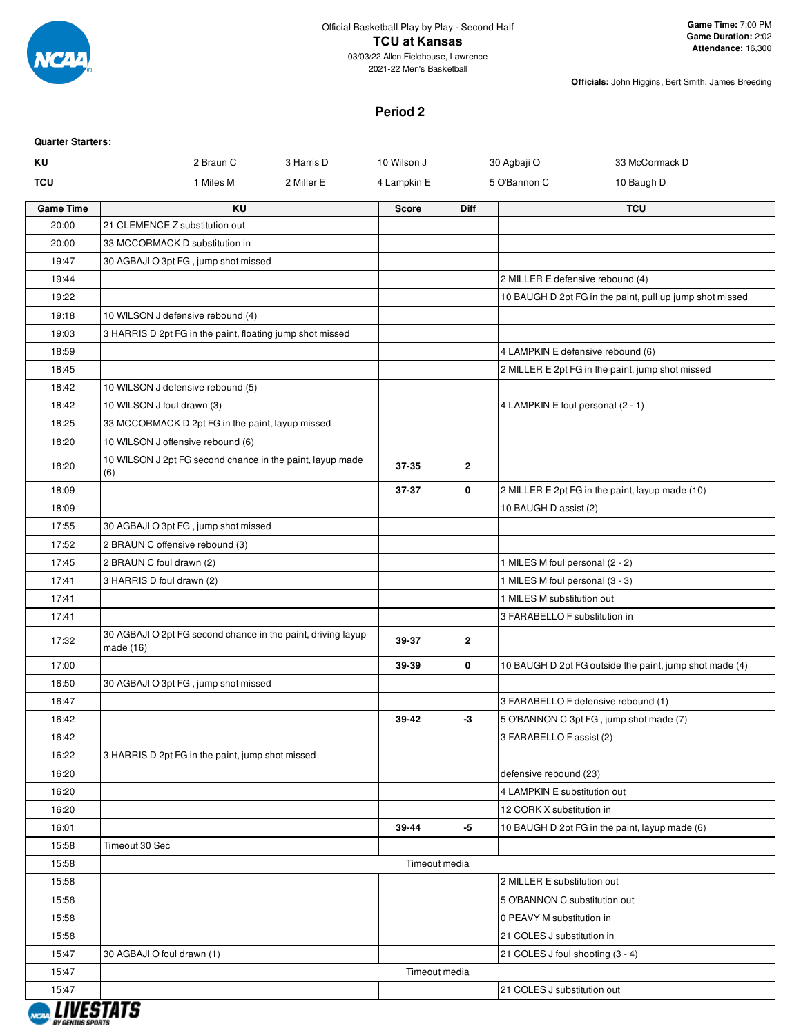Official Basketball Play by Play - Second Half

# TCU at Kansas

03/03/22 Allen Fieldhouse, Lawrence

2021-22 Men's Basketball

**Game Time:** 7:00 PM
**Game Duration:** 2:02
**Attendance:** 16,300

**Officials:** John Higgins, Bert Smith, James Breeding

## Period 2

**Quarter Starters:**

| | | | | | |
|---|---|---|---|---|---|
| **KU** | 2 Braun C | 3 Harris D | 10 Wilson J | 30 Agbaji O | 33 McCormack D |
| **TCU** | 1 Miles M | 2 Miller E | 4 Lampkin E | 5 O'Bannon C | 10 Baugh D |

| Game Time | KU | Score | Diff | TCU |
|---|---|---|---|---|
| 20:00 | 21 CLEMENCE Z substitution out | | | |
| 20:00 | 33 MCCORMACK D substitution in | | | |
| 19:47 | 30 AGBAJI O 3pt FG , jump shot missed | | | |
| 19:44 | | | | 2 MILLER E defensive rebound (4) |
| 19:22 | | | | 10 BAUGH D 2pt FG in the paint, pull up jump shot missed |
| 19:18 | 10 WILSON J defensive rebound (4) | | | |
| 19:03 | 3 HARRIS D 2pt FG in the paint, floating jump shot missed | | | |
| 18:59 | | | | 4 LAMPKIN E defensive rebound (6) |
| 18:45 | | | | 2 MILLER E 2pt FG in the paint, jump shot missed |
| 18:42 | 10 WILSON J defensive rebound (5) | | | |
| 18:42 | 10 WILSON J foul drawn (3) | | | 4 LAMPKIN E foul personal (2 - 1) |
| 18:25 | 33 MCCORMACK D 2pt FG in the paint, layup missed | | | |
| 18:20 | 10 WILSON J offensive rebound (6) | | | |
| 18:20 | 10 WILSON J 2pt FG second chance in the paint, layup made (6) | 37-35 | 2 | |
| 18:09 | | 37-37 | 0 | 2 MILLER E 2pt FG in the paint, layup made (10) |
| 18:09 | | | | 10 BAUGH D assist (2) |
| 17:55 | 30 AGBAJI O 3pt FG , jump shot missed | | | |
| 17:52 | 2 BRAUN C offensive rebound (3) | | | |
| 17:45 | 2 BRAUN C foul drawn (2) | | | 1 MILES M foul personal (2 - 2) |
| 17:41 | 3 HARRIS D foul drawn (2) | | | 1 MILES M foul personal (3 - 3) |
| 17:41 | | | | 1 MILES M substitution out |
| 17:41 | | | | 3 FARABELLO F substitution in |
| 17:32 | 30 AGBAJI O 2pt FG second chance in the paint, driving layup made (16) | 39-37 | 2 | |
| 17:00 | | 39-39 | 0 | 10 BAUGH D 2pt FG outside the paint, jump shot made (4) |
| 16:50 | 30 AGBAJI O 3pt FG , jump shot missed | | | |
| 16:47 | | | | 3 FARABELLO F defensive rebound (1) |
| 16:42 | | 39-42 | -3 | 5 O'BANNON C 3pt FG , jump shot made (7) |
| 16:42 | | | | 3 FARABELLO F assist (2) |
| 16:22 | 3 HARRIS D 2pt FG in the paint, jump shot missed | | | |
| 16:20 | | | | defensive rebound (23) |
| 16:20 | | | | 4 LAMPKIN E substitution out |
| 16:20 | | | | 12 CORK X substitution in |
| 16:01 | | 39-44 | -5 | 10 BAUGH D 2pt FG in the paint, layup made (6) |
| 15:58 | Timeout 30 Sec | | | |
| 15:58 | Timeout media | | | |
| 15:58 | | | | 2 MILLER E substitution out |
| 15:58 | | | | 5 O'BANNON C substitution out |
| 15:58 | | | | 0 PEAVY M substitution in |
| 15:58 | | | | 21 COLES J substitution in |
| 15:47 | 30 AGBAJI O foul drawn (1) | | | 21 COLES J foul shooting (3 - 4) |
| 15:47 | Timeout media | | | |
| 15:47 | | | | 21 COLES J substitution out |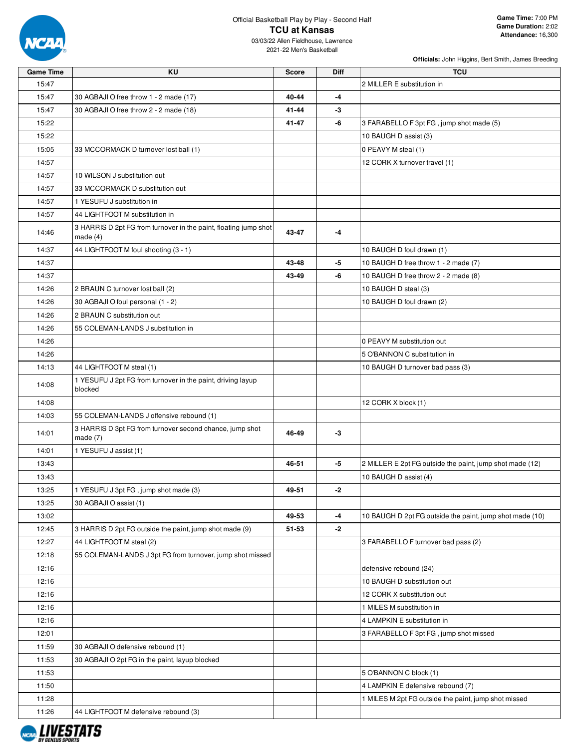Official Basketball Play by Play - Second Half

# TCU at Kansas

03/03/22 Allen Fieldhouse, Lawrence
2021-22 Men's Basketball

**Game Time:** 7:00 PM
**Game Duration:** 2:02
**Attendance:** 16,300

**Officials:** John Higgins, Bert Smith, James Breeding

| Game Time | KU | Score | Diff | TCU |
|---|---|---|---|---|
| 15:47 | | | | 2 MILLER E substitution in |
| 15:47 | 30 AGBAJI O free throw 1 - 2 made (17) | 40-44 | -4 | |
| 15:47 | 30 AGBAJI O free throw 2 - 2 made (18) | 41-44 | -3 | |
| 15:22 | | 41-47 | -6 | 3 FARABELLO F 3pt FG , jump shot made (5) |
| 15:22 | | | | 10 BAUGH D assist (3) |
| 15:05 | 33 MCCORMACK D turnover lost ball (1) | | | 0 PEAVY M steal (1) |
| 14:57 | | | | 12 CORK X turnover travel (1) |
| 14:57 | 10 WILSON J substitution out | | | |
| 14:57 | 33 MCCORMACK D substitution out | | | |
| 14:57 | 1 YESUFU J substitution in | | | |
| 14:57 | 44 LIGHTFOOT M substitution in | | | |
| 14:46 | 3 HARRIS D 2pt FG from turnover in the paint, floating jump shot made (4) | 43-47 | -4 | |
| 14:37 | 44 LIGHTFOOT M foul shooting (3 - 1) | | | 10 BAUGH D foul drawn (1) |
| 14:37 | | 43-48 | -5 | 10 BAUGH D free throw 1 - 2 made (7) |
| 14:37 | | 43-49 | -6 | 10 BAUGH D free throw 2 - 2 made (8) |
| 14:26 | 2 BRAUN C turnover lost ball (2) | | | 10 BAUGH D steal (3) |
| 14:26 | 30 AGBAJI O foul personal (1 - 2) | | | 10 BAUGH D foul drawn (2) |
| 14:26 | 2 BRAUN C substitution out | | | |
| 14:26 | 55 COLEMAN-LANDS J substitution in | | | |
| 14:26 | | | | 0 PEAVY M substitution out |
| 14:26 | | | | 5 O'BANNON C substitution in |
| 14:13 | 44 LIGHTFOOT M steal (1) | | | 10 BAUGH D turnover bad pass (3) |
| 14:08 | 1 YESUFU J 2pt FG from turnover in the paint, driving layup blocked | | | |
| 14:08 | | | | 12 CORK X block (1) |
| 14:03 | 55 COLEMAN-LANDS J offensive rebound (1) | | | |
| 14:01 | 3 HARRIS D 3pt FG from turnover second chance, jump shot made (7) | 46-49 | -3 | |
| 14:01 | 1 YESUFU J assist (1) | | | |
| 13:43 | | 46-51 | -5 | 2 MILLER E 2pt FG outside the paint, jump shot made (12) |
| 13:43 | | | | 10 BAUGH D assist (4) |
| 13:25 | 1 YESUFU J 3pt FG , jump shot made (3) | 49-51 | -2 | |
| 13:25 | 30 AGBAJI O assist (1) | | | |
| 13:02 | | 49-53 | -4 | 10 BAUGH D 2pt FG outside the paint, jump shot made (10) |
| 12:45 | 3 HARRIS D 2pt FG outside the paint, jump shot made (9) | 51-53 | -2 | |
| 12:27 | 44 LIGHTFOOT M steal (2) | | | 3 FARABELLO F turnover bad pass (2) |
| 12:18 | 55 COLEMAN-LANDS J 3pt FG from turnover, jump shot missed | | | |
| 12:16 | | | | defensive rebound (24) |
| 12:16 | | | | 10 BAUGH D substitution out |
| 12:16 | | | | 12 CORK X substitution out |
| 12:16 | | | | 1 MILES M substitution in |
| 12:16 | | | | 4 LAMPKIN E substitution in |
| 12:01 | | | | 3 FARABELLO F 3pt FG , jump shot missed |
| 11:59 | 30 AGBAJI O defensive rebound (1) | | | |
| 11:53 | 30 AGBAJI O 2pt FG in the paint, layup blocked | | | |
| 11:53 | | | | 5 O'BANNON C block (1) |
| 11:50 | | | | 4 LAMPKIN E defensive rebound (7) |
| 11:28 | | | | 1 MILES M 2pt FG outside the paint, jump shot missed |
| 11:26 | 44 LIGHTFOOT M defensive rebound (3) | | | |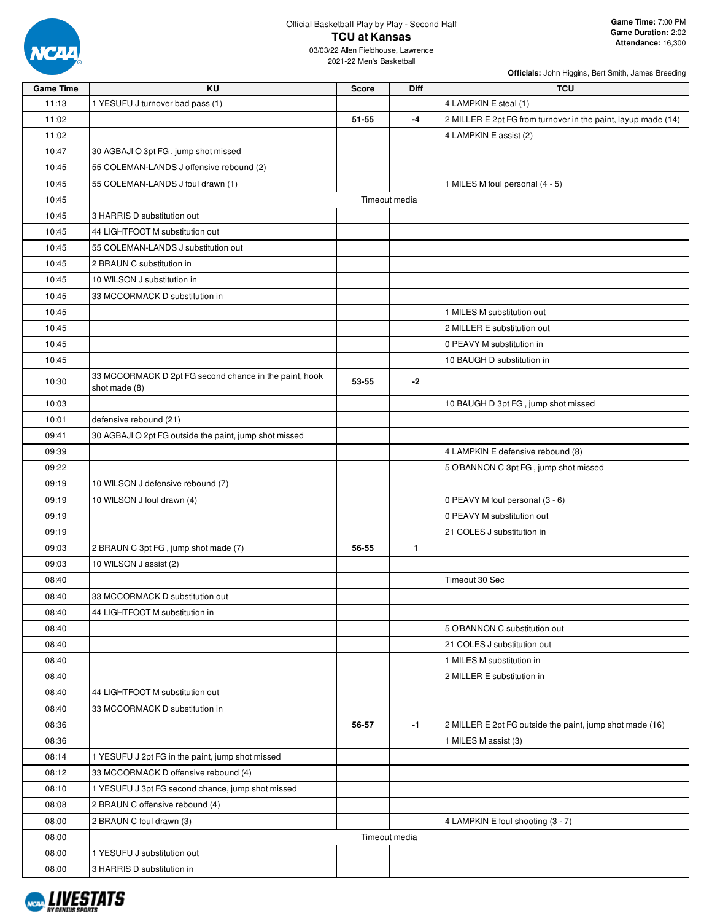Official Basketball Play by Play - Second Half

# TCU at Kansas

03/03/22 Allen Fieldhouse, Lawrence
2021-22 Men's Basketball

**Game Time:** 7:00 PM
**Game Duration:** 2:02
**Attendance:** 16,300

**Officials:** John Higgins, Bert Smith, James Breeding

| Game Time | KU | Score | Diff | TCU |
|---|---|---|---|---|
| 11:13 | 1 YESUFU J turnover bad pass (1) | | | 4 LAMPKIN E steal (1) |
| 11:02 | | 51-55 | -4 | 2 MILLER E 2pt FG from turnover in the paint, layup made (14) |
| 11:02 | | | | 4 LAMPKIN E assist (2) |
| 10:47 | 30 AGBAJI O 3pt FG , jump shot missed | | | |
| 10:45 | 55 COLEMAN-LANDS J offensive rebound (2) | | | |
| 10:45 | 55 COLEMAN-LANDS J foul drawn (1) | | | 1 MILES M foul personal (4 - 5) |
| 10:45 | Timeout media | | | |
| 10:45 | 3 HARRIS D substitution out | | | |
| 10:45 | 44 LIGHTFOOT M substitution out | | | |
| 10:45 | 55 COLEMAN-LANDS J substitution out | | | |
| 10:45 | 2 BRAUN C substitution in | | | |
| 10:45 | 10 WILSON J substitution in | | | |
| 10:45 | 33 MCCORMACK D substitution in | | | |
| 10:45 | | | | 1 MILES M substitution out |
| 10:45 | | | | 2 MILLER E substitution out |
| 10:45 | | | | 0 PEAVY M substitution in |
| 10:45 | | | | 10 BAUGH D substitution in |
| 10:30 | 33 MCCORMACK D 2pt FG second chance in the paint, hook shot made (8) | 53-55 | -2 | |
| 10:03 | | | | 10 BAUGH D 3pt FG , jump shot missed |
| 10:01 | defensive rebound (21) | | | |
| 09:41 | 30 AGBAJI O 2pt FG outside the paint, jump shot missed | | | |
| 09:39 | | | | 4 LAMPKIN E defensive rebound (8) |
| 09:22 | | | | 5 O'BANNON C 3pt FG , jump shot missed |
| 09:19 | 10 WILSON J defensive rebound (7) | | | |
| 09:19 | 10 WILSON J foul drawn (4) | | | 0 PEAVY M foul personal (3 - 6) |
| 09:19 | | | | 0 PEAVY M substitution out |
| 09:19 | | | | 21 COLES J substitution in |
| 09:03 | 2 BRAUN C 3pt FG , jump shot made (7) | 56-55 | 1 | |
| 09:03 | 10 WILSON J assist (2) | | | |
| 08:40 | | | | Timeout 30 Sec |
| 08:40 | 33 MCCORMACK D substitution out | | | |
| 08:40 | 44 LIGHTFOOT M substitution in | | | |
| 08:40 | | | | 5 O'BANNON C substitution out |
| 08:40 | | | | 21 COLES J substitution out |
| 08:40 | | | | 1 MILES M substitution in |
| 08:40 | | | | 2 MILLER E substitution in |
| 08:40 | 44 LIGHTFOOT M substitution out | | | |
| 08:40 | 33 MCCORMACK D substitution in | | | |
| 08:36 | | 56-57 | -1 | 2 MILLER E 2pt FG outside the paint, jump shot made (16) |
| 08:36 | | | | 1 MILES M assist (3) |
| 08:14 | 1 YESUFU J 2pt FG in the paint, jump shot missed | | | |
| 08:12 | 33 MCCORMACK D offensive rebound (4) | | | |
| 08:10 | 1 YESUFU J 3pt FG second chance, jump shot missed | | | |
| 08:08 | 2 BRAUN C offensive rebound (4) | | | |
| 08:00 | 2 BRAUN C foul drawn (3) | | | 4 LAMPKIN E foul shooting (3 - 7) |
| 08:00 | Timeout media | | | |
| 08:00 | 1 YESUFU J substitution out | | | |
| 08:00 | 3 HARRIS D substitution in | | | |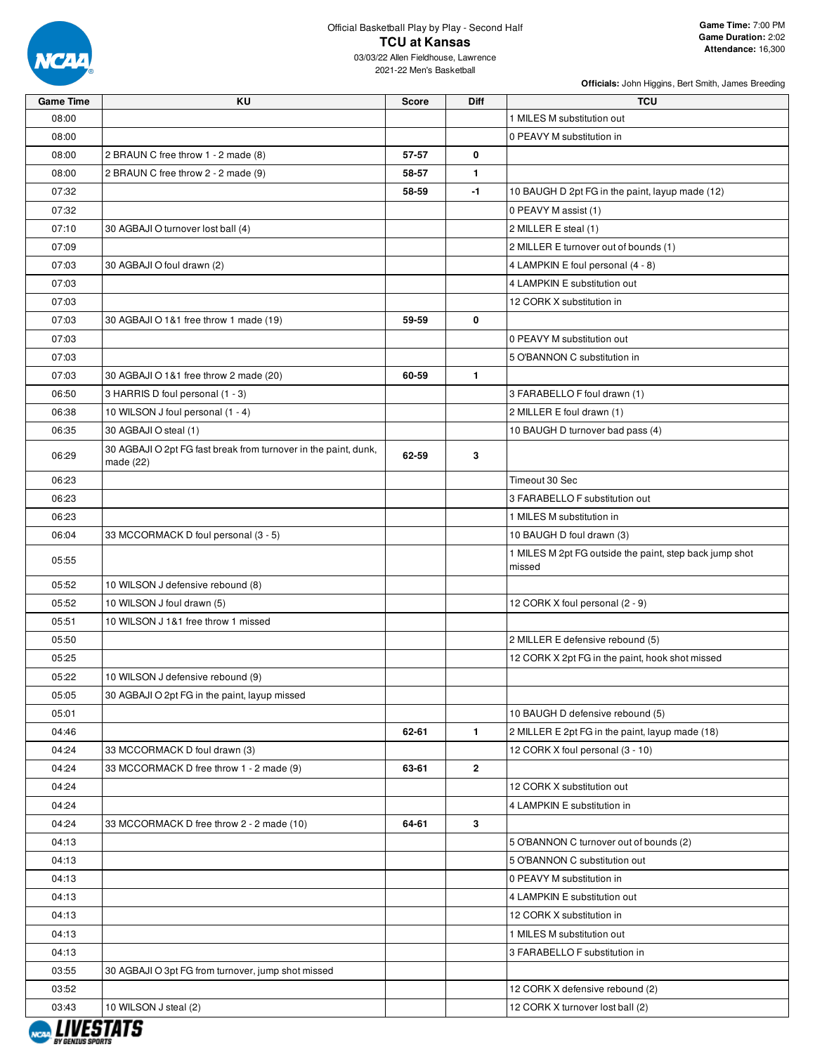Official Basketball Play by Play - Second Half

# TCU at Kansas

03/03/22 Allen Fieldhouse, Lawrence
2021-22 Men's Basketball

**Game Time:** 7:00 PM
**Game Duration:** 2:02
**Attendance:** 16,300

**Officials:** John Higgins, Bert Smith, James Breeding

| Game Time | KU | Score | Diff | TCU |
|---|---|---|---|---|
| 08:00 | | | | 1 MILES M substitution out |
| 08:00 | | | | 0 PEAVY M substitution in |
| 08:00 | 2 BRAUN C free throw 1 - 2 made (8) | 57-57 | 0 | |
| 08:00 | 2 BRAUN C free throw 2 - 2 made (9) | 58-57 | 1 | |
| 07:32 | | 58-59 | -1 | 10 BAUGH D 2pt FG in the paint, layup made (12) |
| 07:32 | | | | 0 PEAVY M assist (1) |
| 07:10 | 30 AGBAJI O turnover lost ball (4) | | | 2 MILLER E steal (1) |
| 07:09 | | | | 2 MILLER E turnover out of bounds (1) |
| 07:03 | 30 AGBAJI O foul drawn (2) | | | 4 LAMPKIN E foul personal (4 - 8) |
| 07:03 | | | | 4 LAMPKIN E substitution out |
| 07:03 | | | | 12 CORK X substitution in |
| 07:03 | 30 AGBAJI O 1&1 free throw 1 made (19) | 59-59 | 0 | |
| 07:03 | | | | 0 PEAVY M substitution out |
| 07:03 | | | | 5 O'BANNON C substitution in |
| 07:03 | 30 AGBAJI O 1&1 free throw 2 made (20) | 60-59 | 1 | |
| 06:50 | 3 HARRIS D foul personal (1 - 3) | | | 3 FARABELLO F foul drawn (1) |
| 06:38 | 10 WILSON J foul personal (1 - 4) | | | 2 MILLER E foul drawn (1) |
| 06:35 | 30 AGBAJI O steal (1) | | | 10 BAUGH D turnover bad pass (4) |
| 06:29 | 30 AGBAJI O 2pt FG fast break from turnover in the paint, dunk, made (22) | 62-59 | 3 | |
| 06:23 | | | | Timeout 30 Sec |
| 06:23 | | | | 3 FARABELLO F substitution out |
| 06:23 | | | | 1 MILES M substitution in |
| 06:04 | 33 MCCORMACK D foul personal (3 - 5) | | | 10 BAUGH D foul drawn (3) |
| 05:55 | | | | 1 MILES M 2pt FG outside the paint, step back jump shot missed |
| 05:52 | 10 WILSON J defensive rebound (8) | | | |
| 05:52 | 10 WILSON J foul drawn (5) | | | 12 CORK X foul personal (2 - 9) |
| 05:51 | 10 WILSON J 1&1 free throw 1 missed | | | |
| 05:50 | | | | 2 MILLER E defensive rebound (5) |
| 05:25 | | | | 12 CORK X 2pt FG in the paint, hook shot missed |
| 05:22 | 10 WILSON J defensive rebound (9) | | | |
| 05:05 | 30 AGBAJI O 2pt FG in the paint, layup missed | | | |
| 05:01 | | | | 10 BAUGH D defensive rebound (5) |
| 04:46 | | 62-61 | 1 | 2 MILLER E 2pt FG in the paint, layup made (18) |
| 04:24 | 33 MCCORMACK D foul drawn (3) | | | 12 CORK X foul personal (3 - 10) |
| 04:24 | 33 MCCORMACK D free throw 1 - 2 made (9) | 63-61 | 2 | |
| 04:24 | | | | 12 CORK X substitution out |
| 04:24 | | | | 4 LAMPKIN E substitution in |
| 04:24 | 33 MCCORMACK D free throw 2 - 2 made (10) | 64-61 | 3 | |
| 04:13 | | | | 5 O'BANNON C turnover out of bounds (2) |
| 04:13 | | | | 5 O'BANNON C substitution out |
| 04:13 | | | | 0 PEAVY M substitution in |
| 04:13 | | | | 4 LAMPKIN E substitution out |
| 04:13 | | | | 12 CORK X substitution in |
| 04:13 | | | | 1 MILES M substitution out |
| 04:13 | | | | 3 FARABELLO F substitution in |
| 03:55 | 30 AGBAJI O 3pt FG from turnover, jump shot missed | | | |
| 03:52 | | | | 12 CORK X defensive rebound (2) |
| 03:43 | 10 WILSON J steal (2) | | | 12 CORK X turnover lost ball (2) |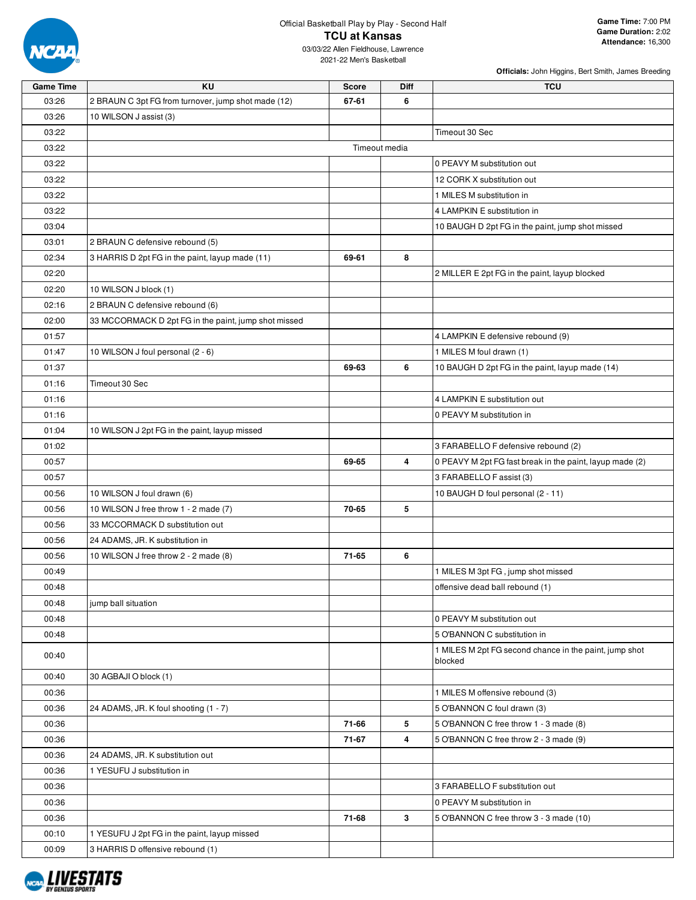Official Basketball Play by Play - Second Half

# TCU at Kansas

03/03/22 Allen Fieldhouse, Lawrence
2021-22 Men's Basketball

**Game Time:** 7:00 PM
**Game Duration:** 2:02
**Attendance:** 16,300

**Officials:** John Higgins, Bert Smith, James Breeding

| Game Time | KU | Score | Diff | TCU |
|---|---|---|---|---|
| 03:26 | 2 BRAUN C 3pt FG from turnover, jump shot made (12) | 67-61 | 6 | |
| 03:26 | 10 WILSON J assist (3) | | | |
| 03:22 | | | | Timeout 30 Sec |
| 03:22 | | Timeout media | | |
| 03:22 | | | | 0 PEAVY M substitution out |
| 03:22 | | | | 12 CORK X substitution out |
| 03:22 | | | | 1 MILES M substitution in |
| 03:22 | | | | 4 LAMPKIN E substitution in |
| 03:04 | | | | 10 BAUGH D 2pt FG in the paint, jump shot missed |
| 03:01 | 2 BRAUN C defensive rebound (5) | | | |
| 02:34 | 3 HARRIS D 2pt FG in the paint, layup made (11) | 69-61 | 8 | |
| 02:20 | | | | 2 MILLER E 2pt FG in the paint, layup blocked |
| 02:20 | 10 WILSON J block (1) | | | |
| 02:16 | 2 BRAUN C defensive rebound (6) | | | |
| 02:00 | 33 MCCORMACK D 2pt FG in the paint, jump shot missed | | | |
| 01:57 | | | | 4 LAMPKIN E defensive rebound (9) |
| 01:47 | 10 WILSON J foul personal (2 - 6) | | | 1 MILES M foul drawn (1) |
| 01:37 | | 69-63 | 6 | 10 BAUGH D 2pt FG in the paint, layup made (14) |
| 01:16 | Timeout 30 Sec | | | |
| 01:16 | | | | 4 LAMPKIN E substitution out |
| 01:16 | | | | 0 PEAVY M substitution in |
| 01:04 | 10 WILSON J 2pt FG in the paint, layup missed | | | |
| 01:02 | | | | 3 FARABELLO F defensive rebound (2) |
| 00:57 | | 69-65 | 4 | 0 PEAVY M 2pt FG fast break in the paint, layup made (2) |
| 00:57 | | | | 3 FARABELLO F assist (3) |
| 00:56 | 10 WILSON J foul drawn (6) | | | 10 BAUGH D foul personal (2 - 11) |
| 00:56 | 10 WILSON J free throw 1 - 2 made (7) | 70-65 | 5 | |
| 00:56 | 33 MCCORMACK D substitution out | | | |
| 00:56 | 24 ADAMS, JR. K substitution in | | | |
| 00:56 | 10 WILSON J free throw 2 - 2 made (8) | 71-65 | 6 | |
| 00:49 | | | | 1 MILES M 3pt FG , jump shot missed |
| 00:48 | | | | offensive dead ball rebound (1) |
| 00:48 | jump ball situation | | | |
| 00:48 | | | | 0 PEAVY M substitution out |
| 00:48 | | | | 5 O'BANNON C substitution in |
| 00:40 | | | | 1 MILES M 2pt FG second chance in the paint, jump shot blocked |
| 00:40 | 30 AGBAJI O block (1) | | | |
| 00:36 | | | | 1 MILES M offensive rebound (3) |
| 00:36 | 24 ADAMS, JR. K foul shooting (1 - 7) | | | 5 O'BANNON C foul drawn (3) |
| 00:36 | | 71-66 | 5 | 5 O'BANNON C free throw 1 - 3 made (8) |
| 00:36 | | 71-67 | 4 | 5 O'BANNON C free throw 2 - 3 made (9) |
| 00:36 | 24 ADAMS, JR. K substitution out | | | |
| 00:36 | 1 YESUFU J substitution in | | | |
| 00:36 | | | | 3 FARABELLO F substitution out |
| 00:36 | | | | 0 PEAVY M substitution in |
| 00:36 | | 71-68 | 3 | 5 O'BANNON C free throw 3 - 3 made (10) |
| 00:10 | 1 YESUFU J 2pt FG in the paint, layup missed | | | |
| 00:09 | 3 HARRIS D offensive rebound (1) | | | |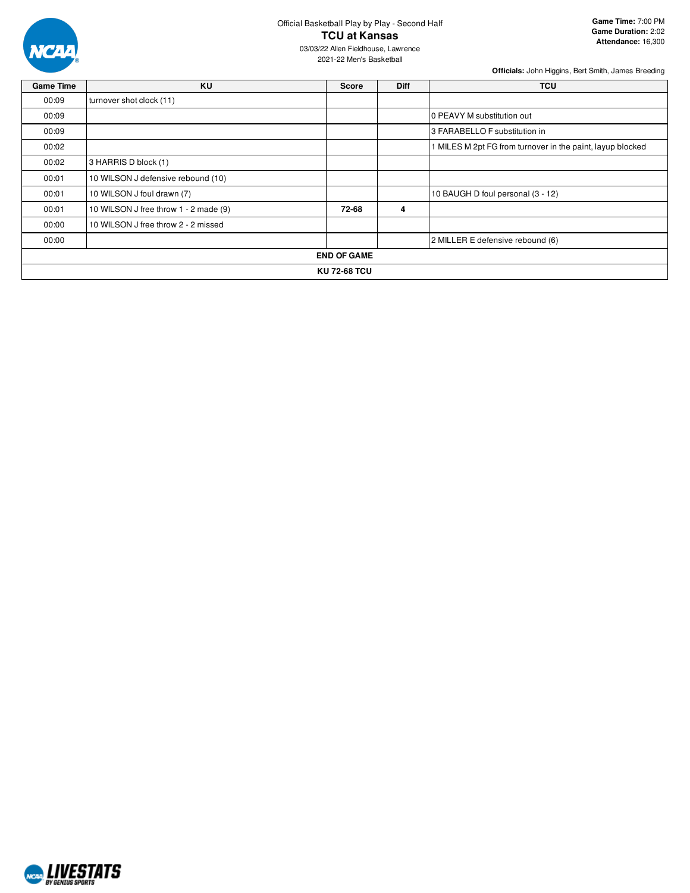Official Basketball Play by Play - Second Half

# TCU at Kansas

03/03/22 Allen Fieldhouse, Lawrence
2021-22 Men's Basketball

**Game Time:** 7:00 PM
**Game Duration:** 2:02
**Attendance:** 16,300

**Officials:** John Higgins, Bert Smith, James Breeding

| Game Time | KU | Score | Diff | TCU |
|---|---|---|---|---|
| 00:09 | turnover shot clock (11) | | | |
| 00:09 | | | | 0 PEAVY M substitution out |
| 00:09 | | | | 3 FARABELLO F substitution in |
| 00:02 | | | | 1 MILES M 2pt FG from turnover in the paint, layup blocked |
| 00:02 | 3 HARRIS D block (1) | | | |
| 00:01 | 10 WILSON J defensive rebound (10) | | | |
| 00:01 | 10 WILSON J foul drawn (7) | | | 10 BAUGH D foul personal (3 - 12) |
| 00:01 | 10 WILSON J free throw 1 - 2 made (9) | **72-68** | **4** | |
| 00:00 | 10 WILSON J free throw 2 - 2 missed | | | |
| 00:00 | | | | 2 MILLER E defensive rebound (6) |
| **END OF GAME** | | | | |
| **KU 72-68 TCU** | | | | |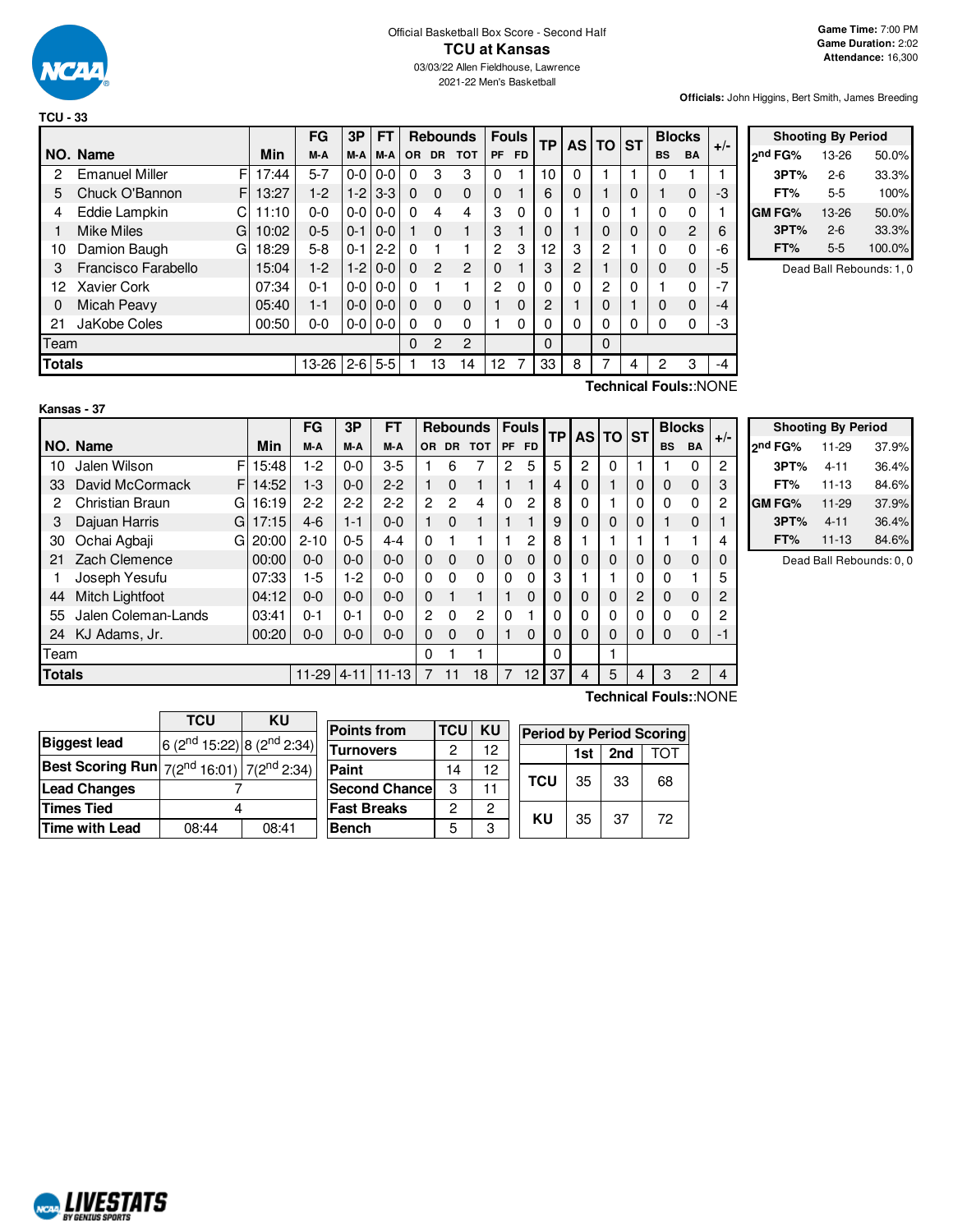Official Basketball Box Score - Second Half

# TCU at Kansas

03/03/22 Allen Fieldhouse, Lawrence

2021-22 Men's Basketball

**Game Time:** 7:00 PM
**Game Duration:** 2:02
**Attendance:** 16,300

**Officials:** John Higgins, Bert Smith, James Breeding

## TCU - 33

| NO. | Name | | Min | FG M-A | 3P M-A | FT M-A | OR | DR | TOT | PF | FD | TP | AS | TO | ST | BS | BA | +/- |
|---|---|---|---|---|---|---|---|---|---|---|---|---|---|---|---|---|---|---|
| 2 | Emanuel Miller | F | 17:44 | 5-7 | 0-0 | 0-0 | 0 | 3 | 3 | 0 | 1 | 10 | 0 | 1 | 1 | 0 | 1 | 1 |
| 5 | Chuck O'Bannon | F | 13:27 | 1-2 | 1-2 | 3-3 | 0 | 0 | 0 | 0 | 1 | 6 | 0 | 1 | 0 | 1 | 0 | -3 |
| 4 | Eddie Lampkin | C | 11:10 | 0-0 | 0-0 | 0-0 | 0 | 4 | 4 | 3 | 0 | 0 | 1 | 0 | 1 | 0 | 0 | 1 |
| 1 | Mike Miles | G | 10:02 | 0-5 | 0-1 | 0-0 | 1 | 0 | 1 | 3 | 1 | 0 | 1 | 0 | 0 | 0 | 2 | 6 |
| 10 | Damion Baugh | G | 18:29 | 5-8 | 0-1 | 2-2 | 0 | 1 | 1 | 2 | 3 | 12 | 3 | 2 | 1 | 0 | 0 | -6 |
| 3 | Francisco Farabello | | 15:04 | 1-2 | 1-2 | 0-0 | 0 | 2 | 2 | 0 | 1 | 3 | 2 | 1 | 0 | 0 | 0 | -5 |
| 12 | Xavier Cork | | 07:34 | 0-1 | 0-0 | 0-0 | 0 | 1 | 1 | 2 | 0 | 0 | 0 | 2 | 0 | 1 | 0 | -7 |
| 0 | Micah Peavy | | 05:40 | 1-1 | 0-0 | 0-0 | 0 | 0 | 0 | 1 | 0 | 2 | 1 | 0 | 1 | 0 | 0 | -4 |
| 21 | JaKobe Coles | | 00:50 | 0-0 | 0-0 | 0-0 | 0 | 0 | 0 | 1 | 0 | 0 | 0 | 0 | 0 | 0 | 0 | -3 |
| Team | | | | | | | 0 | 2 | 2 | | | 0 | | 0 | | | | |
| **Totals** | | | | 13-26 | 2-6 | 5-5 | 1 | 13 | 14 | 12 | 7 | 33 | 8 | 7 | 4 | 2 | 3 | -4 |

**Technical Fouls:**:NONE

| Shooting By Period | | |
|---|---|---|
| 2nd FG% | 13-26 | 50.0% |
| 3PT% | 2-6 | 33.3% |
| FT% | 5-5 | 100% |
| GM FG% | 13-26 | 50.0% |
| 3PT% | 2-6 | 33.3% |
| FT% | 5-5 | 100.0% |

Dead Ball Rebounds: 1, 0

## Kansas - 37

| NO. | Name | | Min | FG M-A | 3P M-A | FT M-A | OR | DR | TOT | PF | FD | TP | AS | TO | ST | BS | BA | +/- |
|---|---|---|---|---|---|---|---|---|---|---|---|---|---|---|---|---|---|---|
| 10 | Jalen Wilson | F | 15:48 | 1-2 | 0-0 | 3-5 | 1 | 6 | 7 | 2 | 5 | 5 | 2 | 0 | 1 | 1 | 0 | 2 |
| 33 | David McCormack | F | 14:52 | 1-3 | 0-0 | 2-2 | 1 | 0 | 1 | 1 | 1 | 4 | 0 | 1 | 0 | 0 | 0 | 3 |
| 2 | Christian Braun | G | 16:19 | 2-2 | 2-2 | 2-2 | 2 | 2 | 4 | 0 | 2 | 8 | 0 | 1 | 0 | 0 | 0 | 2 |
| 3 | Dajuan Harris | G | 17:15 | 4-6 | 1-1 | 0-0 | 1 | 0 | 1 | 1 | 1 | 9 | 0 | 0 | 0 | 1 | 0 | 1 |
| 30 | Ochai Agbaji | G | 20:00 | 2-10 | 0-5 | 4-4 | 0 | 1 | 1 | 1 | 2 | 8 | 1 | 1 | 1 | 1 | 1 | 4 |
| 21 | Zach Clemence | | 00:00 | 0-0 | 0-0 | 0-0 | 0 | 0 | 0 | 0 | 0 | 0 | 0 | 0 | 0 | 0 | 0 | 0 |
| 1 | Joseph Yesufu | | 07:33 | 1-5 | 1-2 | 0-0 | 0 | 0 | 0 | 0 | 0 | 3 | 1 | 1 | 0 | 0 | 1 | 5 |
| 44 | Mitch Lightfoot | | 04:12 | 0-0 | 0-0 | 0-0 | 0 | 1 | 1 | 1 | 0 | 0 | 0 | 0 | 2 | 0 | 0 | 2 |
| 55 | Jalen Coleman-Lands | | 03:41 | 0-1 | 0-1 | 0-0 | 2 | 0 | 2 | 0 | 1 | 0 | 0 | 0 | 0 | 0 | 0 | 2 |
| 24 | KJ Adams, Jr. | | 00:20 | 0-0 | 0-0 | 0-0 | 0 | 0 | 0 | 1 | 0 | 0 | 0 | 0 | 0 | 0 | 0 | -1 |
| Team | | | | | | | 0 | 1 | 1 | | | 0 | | 1 | | | | |
| **Totals** | | | | 11-29 | 4-11 | 11-13 | 7 | 11 | 18 | 7 | 12 | 37 | 4 | 5 | 4 | 3 | 2 | 4 |

**Technical Fouls:**:NONE

| Shooting By Period | | |
|---|---|---|
| 2nd FG% | 11-29 | 37.9% |
| 3PT% | 4-11 | 36.4% |
| FT% | 11-13 | 84.6% |
| GM FG% | 11-29 | 37.9% |
| 3PT% | 4-11 | 36.4% |
| FT% | 11-13 | 84.6% |

Dead Ball Rebounds: 0, 0

| | TCU | KU |
|---|---|---|
| Biggest lead | 6 (2nd 15:22) | 8 (2nd 2:34) |
| Best Scoring Run | 7(2nd 16:01) | 7(2nd 2:34) |
| Lead Changes | 7 | |
| Times Tied | 4 | |
| Time with Lead | 08:44 | 08:41 |

| Points from | TCU | KU |
|---|---|---|
| Turnovers | 2 | 12 |
| Paint | 14 | 12 |
| Second Chance | 3 | 11 |
| Fast Breaks | 2 | 2 |
| Bench | 5 | 3 |

| Period by Period Scoring | 1st | 2nd | TOT |
|---|---|---|---|
| TCU | 35 | 33 | 68 |
| KU | 35 | 37 | 72 |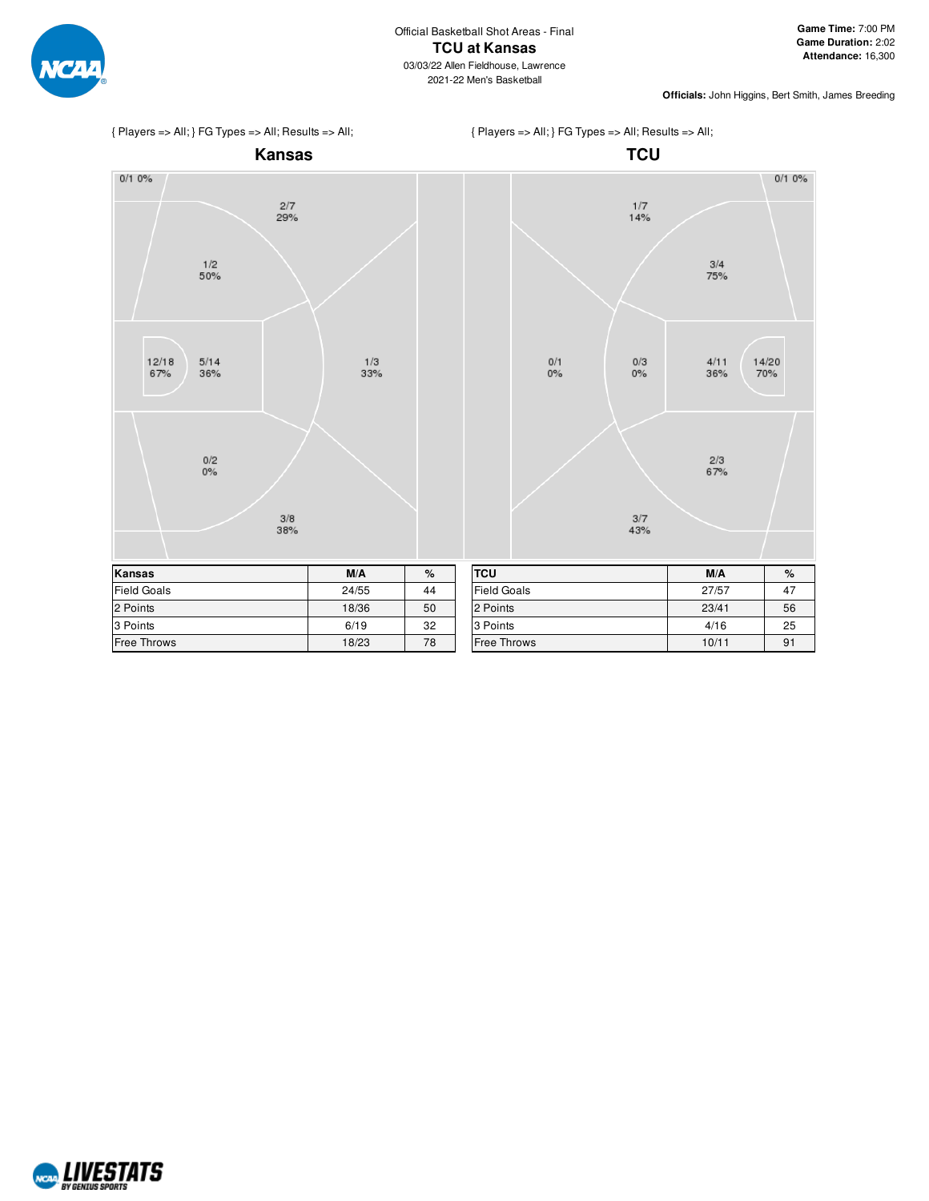Official Basketball Shot Areas - Final

# TCU at Kansas

03/03/22 Allen Fieldhouse, Lawrence
2021-22 Men's Basketball

**Game Time:** 7:00 PM
**Game Duration:** 2:02
**Attendance:** 16,300

**Officials:** John Higgins, Bert Smith, James Breeding

{ Players => All; } FG Types => All; Results => All;

## Kansas

0/1 0%
2/7 29%
1/2 50%
12/18 67%
5/14 36%
1/3 33%
0/2 0%
3/8 38%

{ Players => All; } FG Types => All; Results => All;

## TCU

0/1 0%
1/7 14%
3/4 75%
0/1 0%
0/3 0%
4/11 36%
14/20 70%
2/3 67%
3/7 43%

| Kansas | M/A | % |
| --- | --- | --- |
| Field Goals | 24/55 | 44 |
| 2 Points | 18/36 | 50 |
| 3 Points | 6/19 | 32 |
| Free Throws | 18/23 | 78 |

| TCU | M/A | % |
| --- | --- | --- |
| Field Goals | 27/57 | 47 |
| 2 Points | 23/41 | 56 |
| 3 Points | 4/16 | 25 |
| Free Throws | 10/11 | 91 |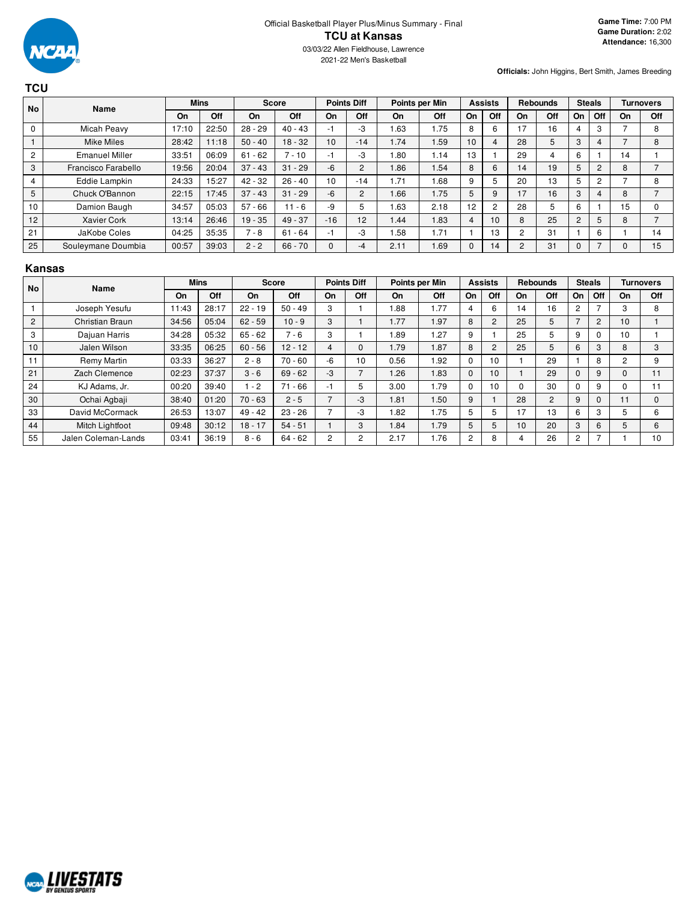Official Basketball Player Plus/Minus Summary - Final

# TCU at Kansas

03/03/22 Allen Fieldhouse, Lawrence

2021-22 Men's Basketball

**Game Time:** 7:00 PM
**Game Duration:** 2:02
**Attendance:** 16,300

**Officials:** John Higgins, Bert Smith, James Breeding

## TCU

| No | Name | Mins | | Score | | Points Diff | | Points per Min | | Assists | | Rebounds | | Steals | | Turnovers | |
|---|---|---|---|---|---|---|---|---|---|---|---|---|---|---|---|---|---|
| | | On | Off | On | Off | On | Off | On | Off | On | Off | On | Off | On | Off | On | Off |
| 0 | Micah Peavy | 17:10 | 22:50 | 28 - 29 | 40 - 43 | -1 | -3 | 1.63 | 1.75 | 8 | 6 | 17 | 16 | 4 | 3 | 7 | 8 |
| 1 | Mike Miles | 28:42 | 11:18 | 50 - 40 | 18 - 32 | 10 | -14 | 1.74 | 1.59 | 10 | 4 | 28 | 5 | 3 | 4 | 7 | 8 |
| 2 | Emanuel Miller | 33:51 | 06:09 | 61 - 62 | 7 - 10 | -1 | -3 | 1.80 | 1.14 | 13 | 1 | 29 | 4 | 6 | 1 | 14 | 1 |
| 3 | Francisco Farabello | 19:56 | 20:04 | 37 - 43 | 31 - 29 | -6 | 2 | 1.86 | 1.54 | 8 | 6 | 14 | 19 | 5 | 2 | 8 | 7 |
| 4 | Eddie Lampkin | 24:33 | 15:27 | 42 - 32 | 26 - 40 | 10 | -14 | 1.71 | 1.68 | 9 | 5 | 20 | 13 | 5 | 2 | 7 | 8 |
| 5 | Chuck O'Bannon | 22:15 | 17:45 | 37 - 43 | 31 - 29 | -6 | 2 | 1.66 | 1.75 | 5 | 9 | 17 | 16 | 3 | 4 | 8 | 7 |
| 10 | Damion Baugh | 34:57 | 05:03 | 57 - 66 | 11 - 6 | -9 | 5 | 1.63 | 2.18 | 12 | 2 | 28 | 5 | 6 | 1 | 15 | 0 |
| 12 | Xavier Cork | 13:14 | 26:46 | 19 - 35 | 49 - 37 | -16 | 12 | 1.44 | 1.83 | 4 | 10 | 8 | 25 | 2 | 5 | 8 | 7 |
| 21 | JaKobe Coles | 04:25 | 35:35 | 7 - 8 | 61 - 64 | -1 | -3 | 1.58 | 1.71 | 1 | 13 | 2 | 31 | 1 | 6 | 1 | 14 |
| 25 | Souleymane Doumbia | 00:57 | 39:03 | 2 - 2 | 66 - 70 | 0 | -4 | 2.11 | 1.69 | 0 | 14 | 2 | 31 | 0 | 7 | 0 | 15 |

## Kansas

| No | Name | Mins | | Score | | Points Diff | | Points per Min | | Assists | | Rebounds | | Steals | | Turnovers | |
|---|---|---|---|---|---|---|---|---|---|---|---|---|---|---|---|---|---|
| | | On | Off | On | Off | On | Off | On | Off | On | Off | On | Off | On | Off | On | Off |
| 1 | Joseph Yesufu | 11:43 | 28:17 | 22 - 19 | 50 - 49 | 3 | 1 | 1.88 | 1.77 | 4 | 6 | 14 | 16 | 2 | 7 | 3 | 8 |
| 2 | Christian Braun | 34:56 | 05:04 | 62 - 59 | 10 - 9 | 3 | 1 | 1.77 | 1.97 | 8 | 2 | 25 | 5 | 7 | 2 | 10 | 1 |
| 3 | Dajuan Harris | 34:28 | 05:32 | 65 - 62 | 7 - 6 | 3 | 1 | 1.89 | 1.27 | 9 | 1 | 25 | 5 | 9 | 0 | 10 | 1 |
| 10 | Jalen Wilson | 33:35 | 06:25 | 60 - 56 | 12 - 12 | 4 | 0 | 1.79 | 1.87 | 8 | 2 | 25 | 5 | 6 | 3 | 8 | 3 |
| 11 | Remy Martin | 03:33 | 36:27 | 2 - 8 | 70 - 60 | -6 | 10 | 0.56 | 1.92 | 0 | 10 | 1 | 29 | 1 | 8 | 2 | 9 |
| 21 | Zach Clemence | 02:23 | 37:37 | 3 - 6 | 69 - 62 | -3 | 7 | 1.26 | 1.83 | 0 | 10 | 1 | 29 | 0 | 9 | 0 | 11 |
| 24 | KJ Adams, Jr. | 00:20 | 39:40 | 1 - 2 | 71 - 66 | -1 | 5 | 3.00 | 1.79 | 0 | 10 | 0 | 30 | 0 | 9 | 0 | 11 |
| 30 | Ochai Agbaji | 38:40 | 01:20 | 70 - 63 | 2 - 5 | 7 | -3 | 1.81 | 1.50 | 9 | 1 | 28 | 2 | 9 | 0 | 11 | 0 |
| 33 | David McCormack | 26:53 | 13:07 | 49 - 42 | 23 - 26 | 7 | -3 | 1.82 | 1.75 | 5 | 5 | 17 | 13 | 6 | 3 | 5 | 6 |
| 44 | Mitch Lightfoot | 09:48 | 30:12 | 18 - 17 | 54 - 51 | 1 | 3 | 1.84 | 1.79 | 5 | 5 | 10 | 20 | 3 | 6 | 5 | 6 |
| 55 | Jalen Coleman-Lands | 03:41 | 36:19 | 8 - 6 | 64 - 62 | 2 | 2 | 2.17 | 1.76 | 2 | 8 | 4 | 26 | 2 | 7 | 1 | 10 |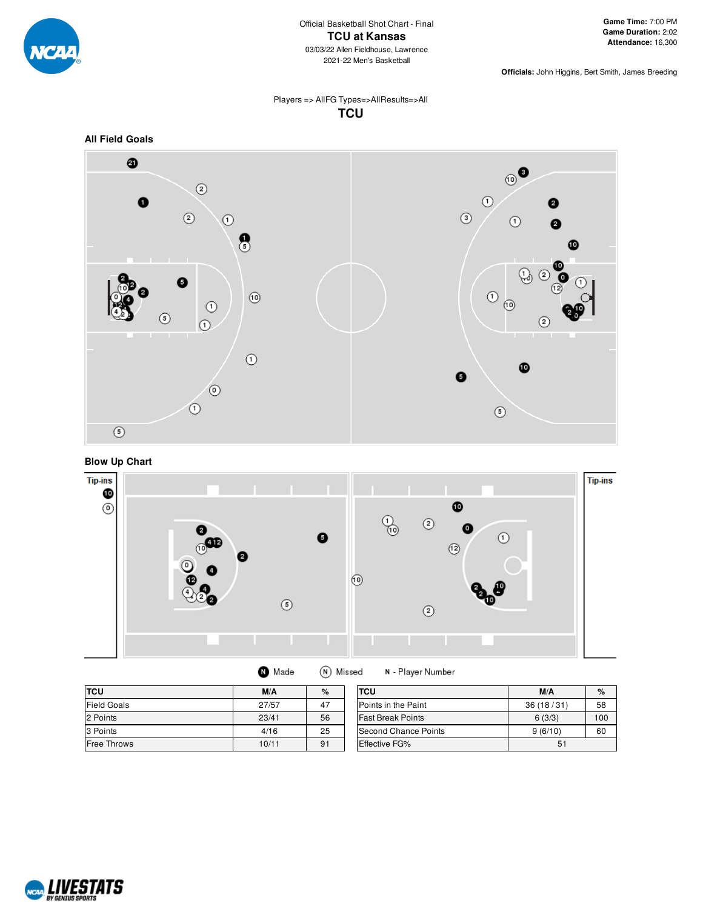Official Basketball Shot Chart - Final

# TCU at Kansas

03/03/22 Allen Fieldhouse, Lawrence
2021-22 Men's Basketball

**Game Time:** 7:00 PM
**Game Duration:** 2:02
**Attendance:** 16,300

**Officials:** John Higgins, Bert Smith, James Breeding

Players => AllFG Types=>AllResults=>All

## TCU

### All Field Goals

### Blow Up Chart

Tip-ins

Made | Missed | N - Player Number

| TCU | M/A | % |
|---|---|---|
| Field Goals | 27/57 | 47 |
| 2 Points | 23/41 | 56 |
| 3 Points | 4/16 | 25 |
| Free Throws | 10/11 | 91 |

| TCU | M/A | % |
|---|---|---|
| Points in the Paint | 36 (18 / 31) | 58 |
| Fast Break Points | 6 (3/3) | 100 |
| Second Chance Points | 9 (6/10) | 60 |
| Effective FG% | 51 | |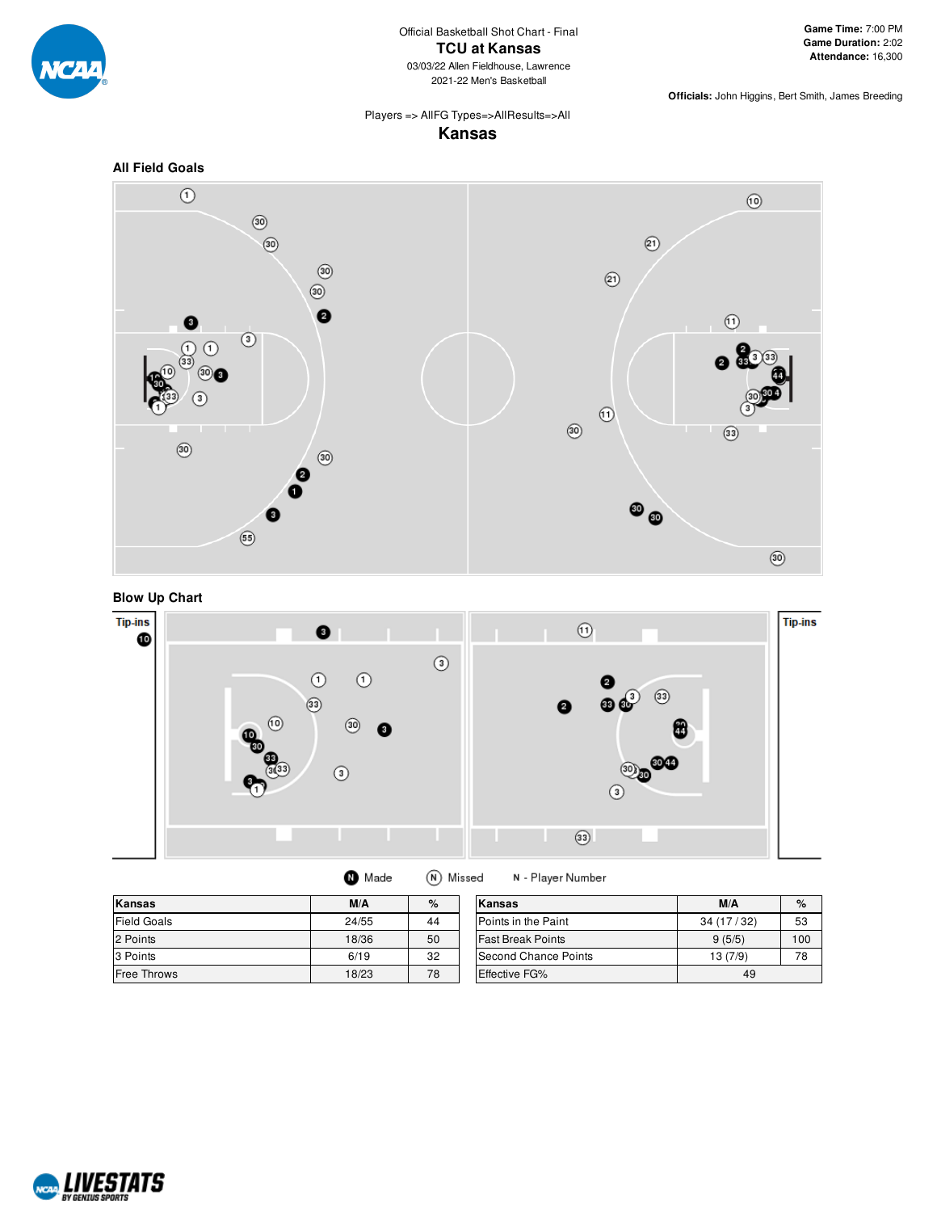Official Basketball Shot Chart - Final

# TCU at Kansas

03/03/22 Allen Fieldhouse, Lawrence

2021-22 Men's Basketball

**Game Time:** 7:00 PM
**Game Duration:** 2:02
**Attendance:** 16,300

**Officials:** John Higgins, Bert Smith, James Breeding

Players => AllFG Types=>AllResults=>All

## Kansas

### All Field Goals

### Blow Up Chart

Tip-ins

Tip-ins

Made   Missed   N - Player Number

| Kansas | M/A | % |
|---|---|---|
| Field Goals | 24/55 | 44 |
| 2 Points | 18/36 | 50 |
| 3 Points | 6/19 | 32 |
| Free Throws | 18/23 | 78 |

| Kansas | M/A | % |
|---|---|---|
| Points in the Paint | 34 (17 / 32) | 53 |
| Fast Break Points | 9 (5/5) | 100 |
| Second Chance Points | 13 (7/9) | 78 |
| Effective FG% | 49 | |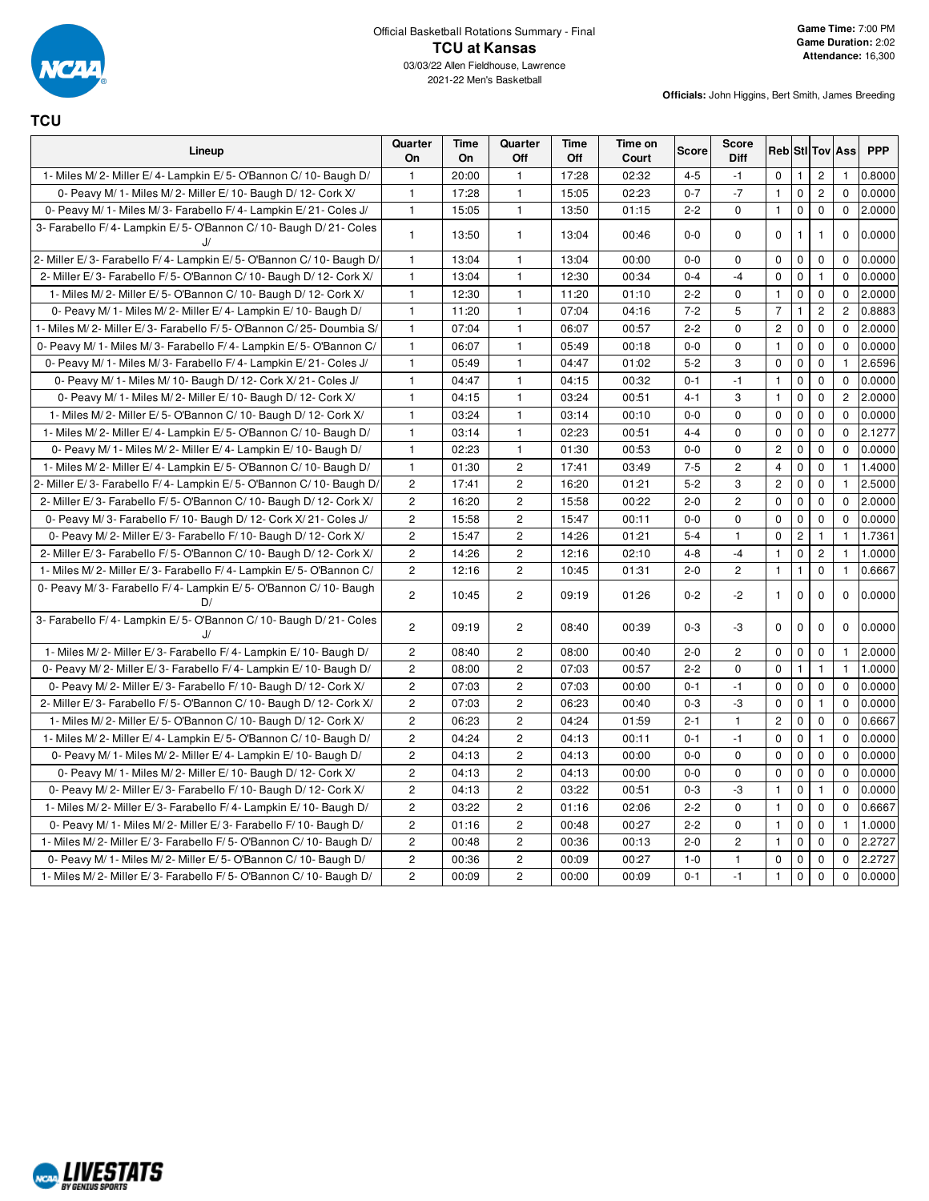Official Basketball Rotations Summary - Final

# TCU at Kansas

03/03/22 Allen Fieldhouse, Lawrence
2021-22 Men's Basketball

**Game Time:** 7:00 PM
**Game Duration:** 2:02
**Attendance:** 16,300

**Officials:** John Higgins, Bert Smith, James Breeding

## TCU

| Lineup | Quarter On | Time On | Quarter Off | Time Off | Time on Court | Score | Score Diff | Reb | Stl | Tov | Ass | PPP |
|---|---|---|---|---|---|---|---|---|---|---|---|---|
| 1- Miles M/ 2- Miller E/ 4- Lampkin E/ 5- O'Bannon C/ 10- Baugh D/ | 1 | 20:00 | 1 | 17:28 | 02:32 | 4-5 | -1 | 0 | 1 | 2 | 1 | 0.8000 |
| 0- Peavy M/ 1- Miles M/ 2- Miller E/ 10- Baugh D/ 12- Cork X/ | 1 | 17:28 | 1 | 15:05 | 02:23 | 0-7 | -7 | 1 | 0 | 2 | 0 | 0.0000 |
| 0- Peavy M/ 1- Miles M/ 3- Farabello F/ 4- Lampkin E/ 21- Coles J/ | 1 | 15:05 | 1 | 13:50 | 01:15 | 2-2 | 0 | 1 | 0 | 0 | 0 | 2.0000 |
| 3- Farabello F/ 4- Lampkin E/ 5- O'Bannon C/ 10- Baugh D/ 21- Coles J/ | 1 | 13:50 | 1 | 13:04 | 00:46 | 0-0 | 0 | 0 | 1 | 1 | 0 | 0.0000 |
| 2- Miller E/ 3- Farabello F/ 4- Lampkin E/ 5- O'Bannon C/ 10- Baugh D/ | 1 | 13:04 | 1 | 13:04 | 00:00 | 0-0 | 0 | 0 | 0 | 0 | 0 | 0.0000 |
| 2- Miller E/ 3- Farabello F/ 5- O'Bannon C/ 10- Baugh D/ 12- Cork X/ | 1 | 13:04 | 1 | 12:30 | 00:34 | 0-4 | -4 | 0 | 0 | 1 | 0 | 0.0000 |
| 1- Miles M/ 2- Miller E/ 5- O'Bannon C/ 10- Baugh D/ 12- Cork X/ | 1 | 12:30 | 1 | 11:20 | 01:10 | 2-2 | 0 | 1 | 0 | 0 | 0 | 2.0000 |
| 0- Peavy M/ 1- Miles M/ 2- Miller E/ 4- Lampkin E/ 10- Baugh D/ | 1 | 11:20 | 1 | 07:04 | 04:16 | 7-2 | 5 | 7 | 1 | 2 | 2 | 0.8883 |
| 1- Miles M/ 2- Miller E/ 3- Farabello F/ 5- O'Bannon C/ 25- Doumbia S/ | 1 | 07:04 | 1 | 06:07 | 00:57 | 2-2 | 0 | 2 | 0 | 0 | 0 | 2.0000 |
| 0- Peavy M/ 1- Miles M/ 3- Farabello F/ 4- Lampkin E/ 5- O'Bannon C/ | 1 | 06:07 | 1 | 05:49 | 00:18 | 0-0 | 0 | 1 | 0 | 0 | 0 | 0.0000 |
| 0- Peavy M/ 1- Miles M/ 3- Farabello F/ 4- Lampkin E/ 21- Coles J/ | 1 | 05:49 | 1 | 04:47 | 01:02 | 5-2 | 3 | 0 | 0 | 0 | 1 | 2.6596 |
| 0- Peavy M/ 1- Miles M/ 10- Baugh D/ 12- Cork X/ 21- Coles J/ | 1 | 04:47 | 1 | 04:15 | 00:32 | 0-1 | -1 | 1 | 0 | 0 | 0 | 0.0000 |
| 0- Peavy M/ 1- Miles M/ 2- Miller E/ 10- Baugh D/ 12- Cork X/ | 1 | 04:15 | 1 | 03:24 | 00:51 | 4-1 | 3 | 1 | 0 | 0 | 2 | 2.0000 |
| 1- Miles M/ 2- Miller E/ 5- O'Bannon C/ 10- Baugh D/ 12- Cork X/ | 1 | 03:24 | 1 | 03:14 | 00:10 | 0-0 | 0 | 0 | 0 | 0 | 0 | 0.0000 |
| 1- Miles M/ 2- Miller E/ 4- Lampkin E/ 5- O'Bannon C/ 10- Baugh D/ | 1 | 03:14 | 1 | 02:23 | 00:51 | 4-4 | 0 | 0 | 0 | 0 | 0 | 2.1277 |
| 0- Peavy M/ 1- Miles M/ 2- Miller E/ 4- Lampkin E/ 10- Baugh D/ | 1 | 02:23 | 1 | 01:30 | 00:53 | 0-0 | 0 | 2 | 0 | 0 | 0 | 0.0000 |
| 1- Miles M/ 2- Miller E/ 4- Lampkin E/ 5- O'Bannon C/ 10- Baugh D/ | 1 | 01:30 | 2 | 17:41 | 03:49 | 7-5 | 2 | 4 | 0 | 0 | 1 | 1.4000 |
| 2- Miller E/ 3- Farabello F/ 4- Lampkin E/ 5- O'Bannon C/ 10- Baugh D/ | 2 | 17:41 | 2 | 16:20 | 01:21 | 5-2 | 3 | 2 | 0 | 0 | 1 | 2.5000 |
| 2- Miller E/ 3- Farabello F/ 5- O'Bannon C/ 10- Baugh D/ 12- Cork X/ | 2 | 16:20 | 2 | 15:58 | 00:22 | 2-0 | 2 | 0 | 0 | 0 | 0 | 2.0000 |
| 0- Peavy M/ 3- Farabello F/ 10- Baugh D/ 12- Cork X/ 21- Coles J/ | 2 | 15:58 | 2 | 15:47 | 00:11 | 0-0 | 0 | 0 | 0 | 0 | 0 | 0.0000 |
| 0- Peavy M/ 2- Miller E/ 3- Farabello F/ 10- Baugh D/ 12- Cork X/ | 2 | 15:47 | 2 | 14:26 | 01:21 | 5-4 | 1 | 0 | 2 | 1 | 1 | 1.7361 |
| 2- Miller E/ 3- Farabello F/ 5- O'Bannon C/ 10- Baugh D/ 12- Cork X/ | 2 | 14:26 | 2 | 12:16 | 02:10 | 4-8 | -4 | 1 | 0 | 2 | 1 | 1.0000 |
| 1- Miles M/ 2- Miller E/ 3- Farabello F/ 4- Lampkin E/ 5- O'Bannon C/ | 2 | 12:16 | 2 | 10:45 | 01:31 | 2-0 | 2 | 1 | 1 | 0 | 1 | 0.6667 |
| 0- Peavy M/ 3- Farabello F/ 4- Lampkin E/ 5- O'Bannon C/ 10- Baugh D/ | 2 | 10:45 | 2 | 09:19 | 01:26 | 0-2 | -2 | 1 | 0 | 0 | 0 | 0.0000 |
| 3- Farabello F/ 4- Lampkin E/ 5- O'Bannon C/ 10- Baugh D/ 21- Coles J/ | 2 | 09:19 | 2 | 08:40 | 00:39 | 0-3 | -3 | 0 | 0 | 0 | 0 | 0.0000 |
| 1- Miles M/ 2- Miller E/ 3- Farabello F/ 4- Lampkin E/ 10- Baugh D/ | 2 | 08:40 | 2 | 08:00 | 00:40 | 2-0 | 2 | 0 | 0 | 0 | 1 | 2.0000 |
| 0- Peavy M/ 2- Miller E/ 3- Farabello F/ 4- Lampkin E/ 10- Baugh D/ | 2 | 08:00 | 2 | 07:03 | 00:57 | 2-2 | 0 | 0 | 1 | 1 | 1 | 1.0000 |
| 0- Peavy M/ 2- Miller E/ 3- Farabello F/ 10- Baugh D/ 12- Cork X/ | 2 | 07:03 | 2 | 07:03 | 00:00 | 0-1 | -1 | 0 | 0 | 0 | 0 | 0.0000 |
| 2- Miller E/ 3- Farabello F/ 5- O'Bannon C/ 10- Baugh D/ 12- Cork X/ | 2 | 07:03 | 2 | 06:23 | 00:40 | 0-3 | -3 | 0 | 0 | 1 | 0 | 0.0000 |
| 1- Miles M/ 2- Miller E/ 5- O'Bannon C/ 10- Baugh D/ 12- Cork X/ | 2 | 06:23 | 2 | 04:24 | 01:59 | 2-1 | 1 | 2 | 0 | 0 | 0 | 0.6667 |
| 1- Miles M/ 2- Miller E/ 4- Lampkin E/ 5- O'Bannon C/ 10- Baugh D/ | 2 | 04:24 | 2 | 04:13 | 00:11 | 0-1 | -1 | 0 | 0 | 1 | 0 | 0.0000 |
| 0- Peavy M/ 1- Miles M/ 2- Miller E/ 4- Lampkin E/ 10- Baugh D/ | 2 | 04:13 | 2 | 04:13 | 00:00 | 0-0 | 0 | 0 | 0 | 0 | 0 | 0.0000 |
| 0- Peavy M/ 1- Miles M/ 2- Miller E/ 10- Baugh D/ 12- Cork X/ | 2 | 04:13 | 2 | 04:13 | 00:00 | 0-0 | 0 | 0 | 0 | 0 | 0 | 0.0000 |
| 0- Peavy M/ 2- Miller E/ 3- Farabello F/ 10- Baugh D/ 12- Cork X/ | 2 | 04:13 | 2 | 03:22 | 00:51 | 0-3 | -3 | 1 | 0 | 1 | 0 | 0.0000 |
| 1- Miles M/ 2- Miller E/ 3- Farabello F/ 4- Lampkin E/ 10- Baugh D/ | 2 | 03:22 | 2 | 01:16 | 02:06 | 2-2 | 0 | 1 | 0 | 0 | 0 | 0.6667 |
| 0- Peavy M/ 1- Miles M/ 2- Miller E/ 3- Farabello F/ 10- Baugh D/ | 2 | 01:16 | 2 | 00:48 | 00:27 | 2-2 | 0 | 1 | 0 | 0 | 1 | 1.0000 |
| 1- Miles M/ 2- Miller E/ 3- Farabello F/ 5- O'Bannon C/ 10- Baugh D/ | 2 | 00:48 | 2 | 00:36 | 00:13 | 2-0 | 2 | 1 | 0 | 0 | 0 | 2.2727 |
| 0- Peavy M/ 1- Miles M/ 2- Miller E/ 5- O'Bannon C/ 10- Baugh D/ | 2 | 00:36 | 2 | 00:09 | 00:27 | 1-0 | 1 | 0 | 0 | 0 | 0 | 2.2727 |
| 1- Miles M/ 2- Miller E/ 3- Farabello F/ 5- O'Bannon C/ 10- Baugh D/ | 2 | 00:09 | 2 | 00:00 | 00:09 | 0-1 | -1 | 1 | 0 | 0 | 0 | 0.0000 |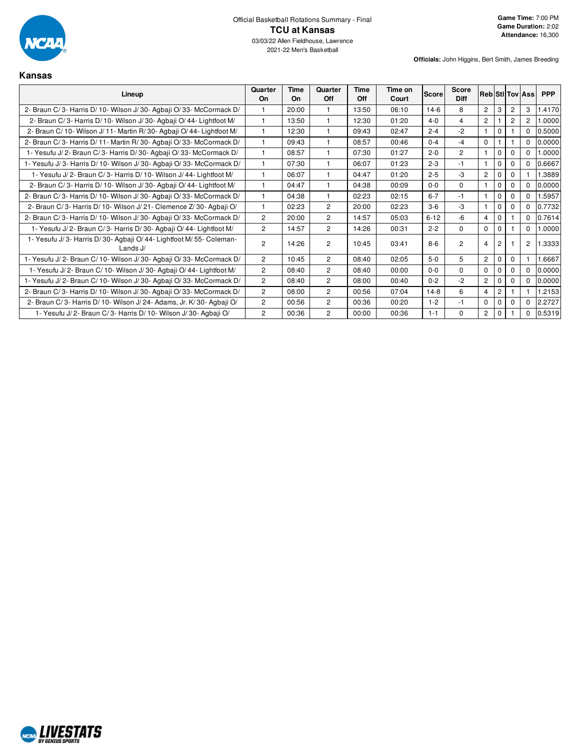Official Basketball Rotations Summary - Final

# TCU at Kansas

03/03/22 Allen Fieldhouse, Lawrence

2021-22 Men's Basketball

**Game Time:** 7:00 PM
**Game Duration:** 2:02
**Attendance:** 16,300

**Officials:** John Higgins, Bert Smith, James Breeding

## Kansas

| Lineup | Quarter On | Time On | Quarter Off | Time Off | Time on Court | Score | Score Diff | Reb | Stl | Tov | Ass | PPP |
|---|---|---|---|---|---|---|---|---|---|---|---|---|
| 2- Braun C/ 3- Harris D/ 10- Wilson J/ 30- Agbaji O/ 33- McCormack D/ | 1 | 20:00 | 1 | 13:50 | 06:10 | 14-6 | 8 | 2 | 3 | 2 | 3 | 1.4170 |
| 2- Braun C/ 3- Harris D/ 10- Wilson J/ 30- Agbaji O/ 44- Lightfoot M/ | 1 | 13:50 | 1 | 12:30 | 01:20 | 4-0 | 4 | 2 | 1 | 2 | 2 | 1.0000 |
| 2- Braun C/ 10- Wilson J/ 11- Martin R/ 30- Agbaji O/ 44- Lightfoot M/ | 1 | 12:30 | 1 | 09:43 | 02:47 | 2-4 | -2 | 1 | 0 | 1 | 0 | 0.5000 |
| 2- Braun C/ 3- Harris D/ 11- Martin R/ 30- Agbaji O/ 33- McCormack D/ | 1 | 09:43 | 1 | 08:57 | 00:46 | 0-4 | -4 | 0 | 1 | 1 | 0 | 0.0000 |
| 1- Yesufu J/ 2- Braun C/ 3- Harris D/ 30- Agbaji O/ 33- McCormack D/ | 1 | 08:57 | 1 | 07:30 | 01:27 | 2-0 | 2 | 1 | 0 | 0 | 0 | 1.0000 |
| 1- Yesufu J/ 3- Harris D/ 10- Wilson J/ 30- Agbaji O/ 33- McCormack D/ | 1 | 07:30 | 1 | 06:07 | 01:23 | 2-3 | -1 | 1 | 0 | 0 | 0 | 0.6667 |
| 1- Yesufu J/ 2- Braun C/ 3- Harris D/ 10- Wilson J/ 44- Lightfoot M/ | 1 | 06:07 | 1 | 04:47 | 01:20 | 2-5 | -3 | 2 | 0 | 0 | 1 | 1.3889 |
| 2- Braun C/ 3- Harris D/ 10- Wilson J/ 30- Agbaji O/ 44- Lightfoot M/ | 1 | 04:47 | 1 | 04:38 | 00:09 | 0-0 | 0 | 1 | 0 | 0 | 0 | 0.0000 |
| 2- Braun C/ 3- Harris D/ 10- Wilson J/ 30- Agbaji O/ 33- McCormack D/ | 1 | 04:38 | 1 | 02:23 | 02:15 | 6-7 | -1 | 1 | 0 | 0 | 0 | 1.5957 |
| 2- Braun C/ 3- Harris D/ 10- Wilson J/ 21- Clemence Z/ 30- Agbaji O/ | 1 | 02:23 | 2 | 20:00 | 02:23 | 3-6 | -3 | 1 | 0 | 0 | 0 | 0.7732 |
| 2- Braun C/ 3- Harris D/ 10- Wilson J/ 30- Agbaji O/ 33- McCormack D/ | 2 | 20:00 | 2 | 14:57 | 05:03 | 6-12 | -6 | 4 | 0 | 1 | 0 | 0.7614 |
| 1- Yesufu J/ 2- Braun C/ 3- Harris D/ 30- Agbaji O/ 44- Lightfoot M/ | 2 | 14:57 | 2 | 14:26 | 00:31 | 2-2 | 0 | 0 | 0 | 1 | 0 | 1.0000 |
| 1- Yesufu J/ 3- Harris D/ 30- Agbaji O/ 44- Lightfoot M/ 55- Coleman-Lands J/ | 2 | 14:26 | 2 | 10:45 | 03:41 | 8-6 | 2 | 4 | 2 | 1 | 2 | 1.3333 |
| 1- Yesufu J/ 2- Braun C/ 10- Wilson J/ 30- Agbaji O/ 33- McCormack D/ | 2 | 10:45 | 2 | 08:40 | 02:05 | 5-0 | 5 | 2 | 0 | 0 | 1 | 1.6667 |
| 1- Yesufu J/ 2- Braun C/ 10- Wilson J/ 30- Agbaji O/ 44- Lightfoot M/ | 2 | 08:40 | 2 | 08:40 | 00:00 | 0-0 | 0 | 0 | 0 | 0 | 0 | 0.0000 |
| 1- Yesufu J/ 2- Braun C/ 10- Wilson J/ 30- Agbaji O/ 33- McCormack D/ | 2 | 08:40 | 2 | 08:00 | 00:40 | 0-2 | -2 | 2 | 0 | 0 | 0 | 0.0000 |
| 2- Braun C/ 3- Harris D/ 10- Wilson J/ 30- Agbaji O/ 33- McCormack D/ | 2 | 08:00 | 2 | 00:56 | 07:04 | 14-8 | 6 | 4 | 2 | 1 | 1 | 1.2153 |
| 2- Braun C/ 3- Harris D/ 10- Wilson J/ 24- Adams, Jr. K/ 30- Agbaji O/ | 2 | 00:56 | 2 | 00:36 | 00:20 | 1-2 | -1 | 0 | 0 | 0 | 0 | 2.2727 |
| 1- Yesufu J/ 2- Braun C/ 3- Harris D/ 10- Wilson J/ 30- Agbaji O/ | 2 | 00:36 | 2 | 00:00 | 00:36 | 1-1 | 0 | 2 | 0 | 1 | 0 | 0.5319 |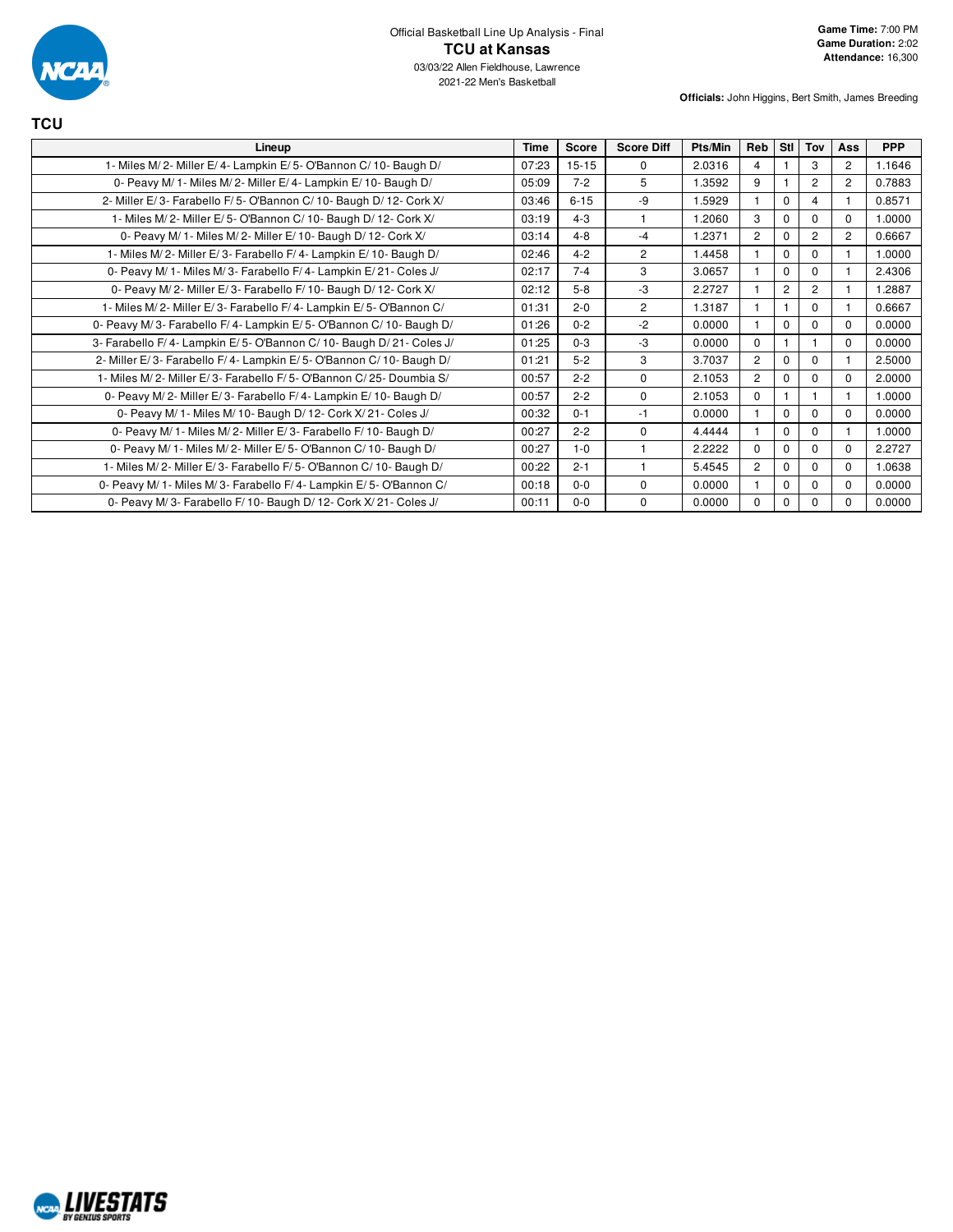Official Basketball Line Up Analysis - Final

# TCU at Kansas

03/03/22 Allen Fieldhouse, Lawrence

2021-22 Men's Basketball

**Game Time:** 7:00 PM
**Game Duration:** 2:02
**Attendance:** 16,300

**Officials:** John Higgins, Bert Smith, James Breeding

## TCU

| Lineup | Time | Score | Score Diff | Pts/Min | Reb | Stl | Tov | Ass | PPP |
|---|---|---|---|---|---|---|---|---|---|
| 1- Miles M/ 2- Miller E/ 4- Lampkin E/ 5- O'Bannon C/ 10- Baugh D/ | 07:23 | 15-15 | 0 | 2.0316 | 4 | 1 | 3 | 2 | 1.1646 |
| 0- Peavy M/ 1- Miles M/ 2- Miller E/ 4- Lampkin E/ 10- Baugh D/ | 05:09 | 7-2 | 5 | 1.3592 | 9 | 1 | 2 | 2 | 0.7883 |
| 2- Miller E/ 3- Farabello F/ 5- O'Bannon C/ 10- Baugh D/ 12- Cork X/ | 03:46 | 6-15 | -9 | 1.5929 | 1 | 0 | 4 | 1 | 0.8571 |
| 1- Miles M/ 2- Miller E/ 5- O'Bannon C/ 10- Baugh D/ 12- Cork X/ | 03:19 | 4-3 | 1 | 1.2060 | 3 | 0 | 0 | 0 | 1.0000 |
| 0- Peavy M/ 1- Miles M/ 2- Miller E/ 10- Baugh D/ 12- Cork X/ | 03:14 | 4-8 | -4 | 1.2371 | 2 | 0 | 2 | 2 | 0.6667 |
| 1- Miles M/ 2- Miller E/ 3- Farabello F/ 4- Lampkin E/ 10- Baugh D/ | 02:46 | 4-2 | 2 | 1.4458 | 1 | 0 | 0 | 1 | 1.0000 |
| 0- Peavy M/ 1- Miles M/ 3- Farabello F/ 4- Lampkin E/ 21- Coles J/ | 02:17 | 7-4 | 3 | 3.0657 | 1 | 0 | 0 | 1 | 2.4306 |
| 0- Peavy M/ 2- Miller E/ 3- Farabello F/ 10- Baugh D/ 12- Cork X/ | 02:12 | 5-8 | -3 | 2.2727 | 1 | 2 | 2 | 1 | 1.2887 |
| 1- Miles M/ 2- Miller E/ 3- Farabello F/ 4- Lampkin E/ 5- O'Bannon C/ | 01:31 | 2-0 | 2 | 1.3187 | 1 | 1 | 0 | 1 | 0.6667 |
| 0- Peavy M/ 3- Farabello F/ 4- Lampkin E/ 5- O'Bannon C/ 10- Baugh D/ | 01:26 | 0-2 | -2 | 0.0000 | 1 | 0 | 0 | 0 | 0.0000 |
| 3- Farabello F/ 4- Lampkin E/ 5- O'Bannon C/ 10- Baugh D/ 21- Coles J/ | 01:25 | 0-3 | -3 | 0.0000 | 0 | 1 | 1 | 0 | 0.0000 |
| 2- Miller E/ 3- Farabello F/ 4- Lampkin E/ 5- O'Bannon C/ 10- Baugh D/ | 01:21 | 5-2 | 3 | 3.7037 | 2 | 0 | 0 | 1 | 2.5000 |
| 1- Miles M/ 2- Miller E/ 3- Farabello F/ 5- O'Bannon C/ 25- Doumbia S/ | 00:57 | 2-2 | 0 | 2.1053 | 2 | 0 | 0 | 0 | 2.0000 |
| 0- Peavy M/ 2- Miller E/ 3- Farabello F/ 4- Lampkin E/ 10- Baugh D/ | 00:57 | 2-2 | 0 | 2.1053 | 0 | 1 | 1 | 1 | 1.0000 |
| 0- Peavy M/ 1- Miles M/ 10- Baugh D/ 12- Cork X/ 21- Coles J/ | 00:32 | 0-1 | -1 | 0.0000 | 1 | 0 | 0 | 0 | 0.0000 |
| 0- Peavy M/ 1- Miles M/ 2- Miller E/ 3- Farabello F/ 10- Baugh D/ | 00:27 | 2-2 | 0 | 4.4444 | 1 | 0 | 0 | 1 | 1.0000 |
| 0- Peavy M/ 1- Miles M/ 2- Miller E/ 5- O'Bannon C/ 10- Baugh D/ | 00:27 | 1-0 | 1 | 2.2222 | 0 | 0 | 0 | 0 | 2.2727 |
| 1- Miles M/ 2- Miller E/ 3- Farabello F/ 5- O'Bannon C/ 10- Baugh D/ | 00:22 | 2-1 | 1 | 5.4545 | 2 | 0 | 0 | 0 | 1.0638 |
| 0- Peavy M/ 1- Miles M/ 3- Farabello F/ 4- Lampkin E/ 5- O'Bannon C/ | 00:18 | 0-0 | 0 | 0.0000 | 1 | 0 | 0 | 0 | 0.0000 |
| 0- Peavy M/ 3- Farabello F/ 10- Baugh D/ 12- Cork X/ 21- Coles J/ | 00:11 | 0-0 | 0 | 0.0000 | 0 | 0 | 0 | 0 | 0.0000 |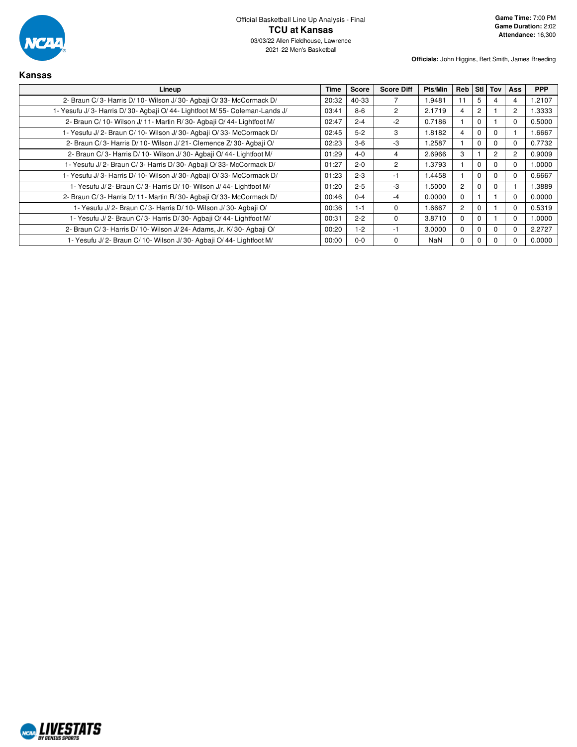Official Basketball Line Up Analysis - Final

# TCU at Kansas

03/03/22 Allen Fieldhouse, Lawrence

2021-22 Men's Basketball

**Game Time:** 7:00 PM
**Game Duration:** 2:02
**Attendance:** 16,300

**Officials:** John Higgins, Bert Smith, James Breeding

## Kansas

| Lineup | Time | Score | Score Diff | Pts/Min | Reb | Stl | Tov | Ass | PPP |
|---|---|---|---|---|---|---|---|---|---|
| 2- Braun C/ 3- Harris D/ 10- Wilson J/ 30- Agbaji O/ 33- McCormack D/ | 20:32 | 40-33 | 7 | 1.9481 | 11 | 5 | 4 | 4 | 1.2107 |
| 1- Yesufu J/ 3- Harris D/ 30- Agbaji O/ 44- Lightfoot M/ 55- Coleman-Lands J/ | 03:41 | 8-6 | 2 | 2.1719 | 4 | 2 | 1 | 2 | 1.3333 |
| 2- Braun C/ 10- Wilson J/ 11- Martin R/ 30- Agbaji O/ 44- Lightfoot M/ | 02:47 | 2-4 | -2 | 0.7186 | 1 | 0 | 1 | 0 | 0.5000 |
| 1- Yesufu J/ 2- Braun C/ 10- Wilson J/ 30- Agbaji O/ 33- McCormack D/ | 02:45 | 5-2 | 3 | 1.8182 | 4 | 0 | 0 | 1 | 1.6667 |
| 2- Braun C/ 3- Harris D/ 10- Wilson J/ 21- Clemence Z/ 30- Agbaji O/ | 02:23 | 3-6 | -3 | 1.2587 | 1 | 0 | 0 | 0 | 0.7732 |
| 2- Braun C/ 3- Harris D/ 10- Wilson J/ 30- Agbaji O/ 44- Lightfoot M/ | 01:29 | 4-0 | 4 | 2.6966 | 3 | 1 | 2 | 2 | 0.9009 |
| 1- Yesufu J/ 2- Braun C/ 3- Harris D/ 30- Agbaji O/ 33- McCormack D/ | 01:27 | 2-0 | 2 | 1.3793 | 1 | 0 | 0 | 0 | 1.0000 |
| 1- Yesufu J/ 3- Harris D/ 10- Wilson J/ 30- Agbaji O/ 33- McCormack D/ | 01:23 | 2-3 | -1 | 1.4458 | 1 | 0 | 0 | 0 | 0.6667 |
| 1- Yesufu J/ 2- Braun C/ 3- Harris D/ 10- Wilson J/ 44- Lightfoot M/ | 01:20 | 2-5 | -3 | 1.5000 | 2 | 0 | 0 | 1 | 1.3889 |
| 2- Braun C/ 3- Harris D/ 11- Martin R/ 30- Agbaji O/ 33- McCormack D/ | 00:46 | 0-4 | -4 | 0.0000 | 0 | 1 | 1 | 0 | 0.0000 |
| 1- Yesufu J/ 2- Braun C/ 3- Harris D/ 10- Wilson J/ 30- Agbaji O/ | 00:36 | 1-1 | 0 | 1.6667 | 2 | 0 | 1 | 0 | 0.5319 |
| 1- Yesufu J/ 2- Braun C/ 3- Harris D/ 30- Agbaji O/ 44- Lightfoot M/ | 00:31 | 2-2 | 0 | 3.8710 | 0 | 0 | 1 | 0 | 1.0000 |
| 2- Braun C/ 3- Harris D/ 10- Wilson J/ 24- Adams, Jr. K/ 30- Agbaji O/ | 00:20 | 1-2 | -1 | 3.0000 | 0 | 0 | 0 | 0 | 2.2727 |
| 1- Yesufu J/ 2- Braun C/ 10- Wilson J/ 30- Agbaji O/ 44- Lightfoot M/ | 00:00 | 0-0 | 0 | NaN | 0 | 0 | 0 | 0 | 0.0000 |